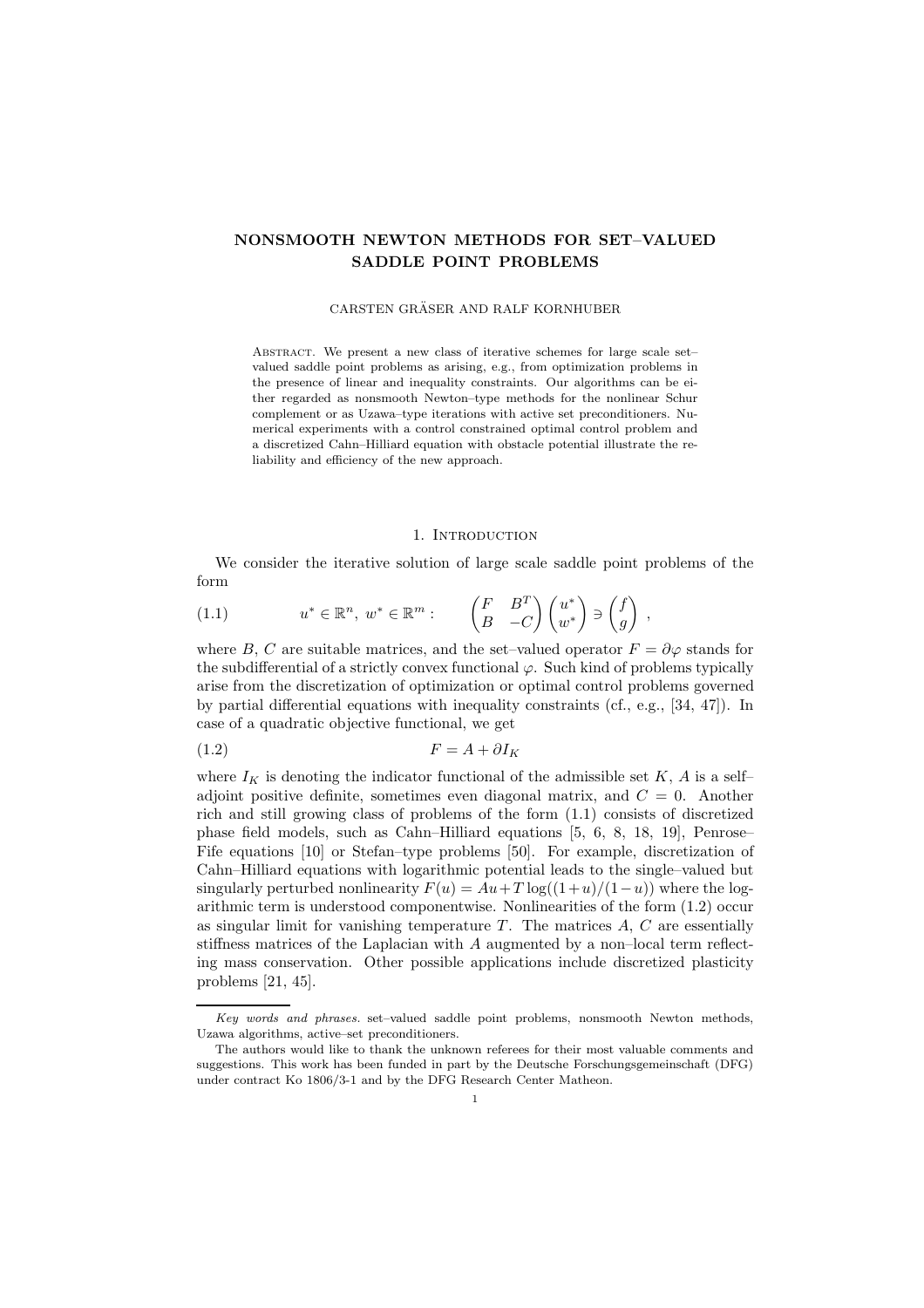# NONSMOOTH NEWTON METHODS FOR SET–VALUED SADDLE POINT PROBLEMS

CARSTEN GRÄSER AND RALF KORNHUBER

Abstract. We present a new class of iterative schemes for large scale set–valued saddle point problems as arising, e.g., from optimization problems in the presence of linear and inequality constraints. Our algorithms can be either regarded as nonsmooth Newton–type methods for the nonlinear Schur complement or as Uzawa–type iterations with active set preconditioners. Numerical experiments with a control constrained optimal control problem and a discretized Cahn–Hilliard equation with obstacle potential illustrate the reliability and efficiency of the new approach.

## 1. Introduction

We consider the iterative solution of large scale saddle point problems of the form

$$u^* \in \mathbb{R}^n,\ w^* \in \mathbb{R}^m : \qquad \begin{pmatrix} F & B^T \\ B & -C \end{pmatrix} \begin{pmatrix} u^* \\ w^* \end{pmatrix} \ni \begin{pmatrix} f \\ g \end{pmatrix}, \tag{1.1}$$

where $B$, $C$ are suitable matrices, and the set–valued operator $F = \partial\varphi$ stands for the subdifferential of a strictly convex functional $\varphi$. Such kind of problems typically arise from the discretization of optimization or optimal control problems governed by partial differential equations with inequality constraints (cf., e.g., [34, 47]). In case of a quadratic objective functional, we get

$$F = A + \partial I_K \tag{1.2}$$

where $I_K$ is denoting the indicator functional of the admissible set $K$, $A$ is a self–adjoint positive definite, sometimes even diagonal matrix, and $C = 0$. Another rich and still growing class of problems of the form (1.1) consists of discretized phase field models, such as Cahn–Hilliard equations [5, 6, 8, 18, 19], Penrose–Fife equations [10] or Stefan–type problems [50]. For example, discretization of Cahn–Hilliard equations with logarithmic potential leads to the single–valued but singularly perturbed nonlinearity $F(u) = Au + T\log((1+u)/(1-u))$ where the logarithmic term is understood componentwise. Nonlinearities of the form (1.2) occur as singular limit for vanishing temperature $T$. The matrices $A$, $C$ are essentially stiffness matrices of the Laplacian with $A$ augmented by a non–local term reflecting mass conservation. Other possible applications include discretized plasticity problems [21, 45].

---

*Key words and phrases.* set–valued saddle point problems, nonsmooth Newton methods, Uzawa algorithms, active–set preconditioners.

The authors would like to thank the unknown referees for their most valuable comments and suggestions. This work has been funded in part by the Deutsche Forschungsgemeinschaft (DFG) under contract Ko 1806/3-1 and by the DFG Research Center Matheon.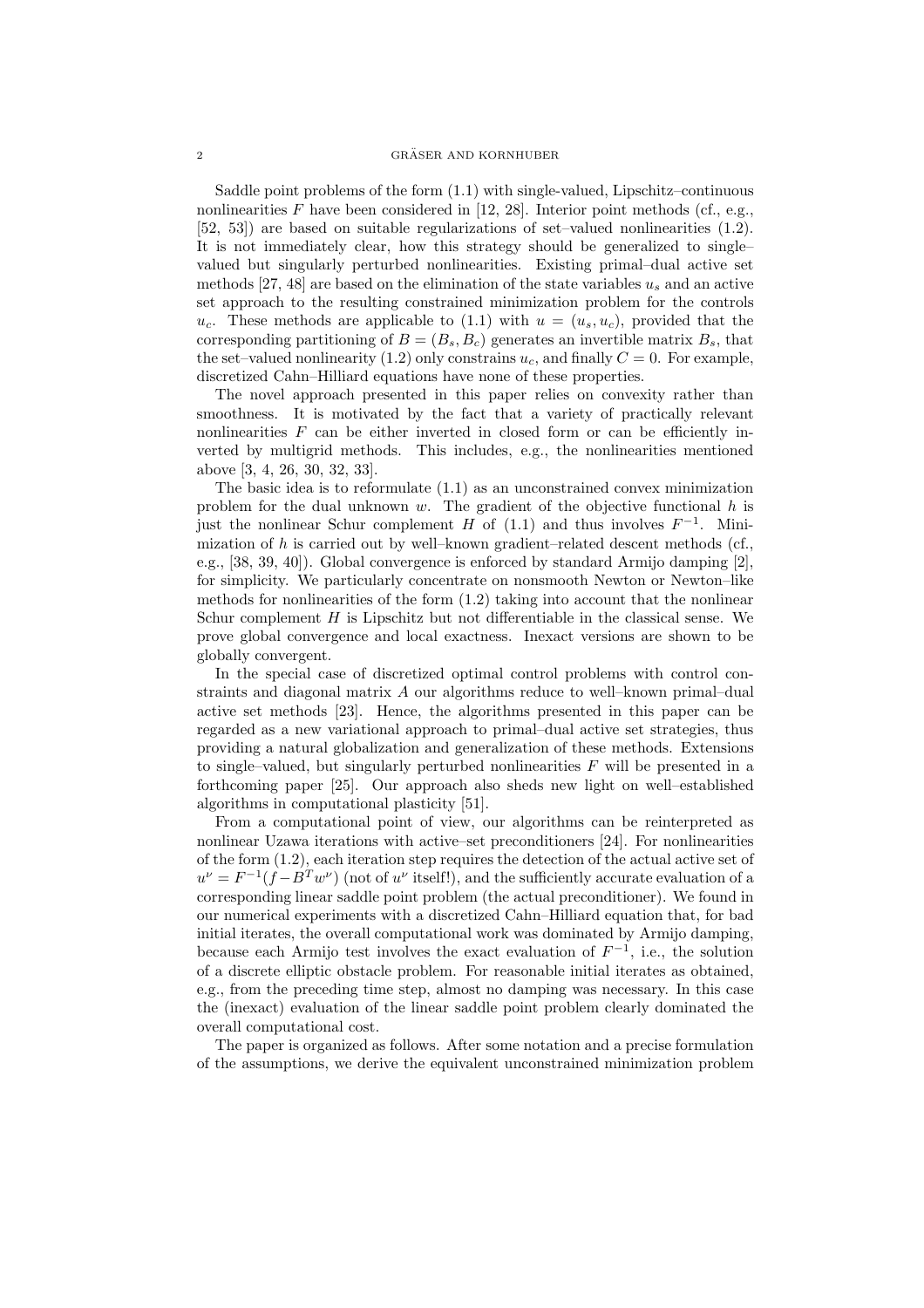Saddle point problems of the form (1.1) with single-valued, Lipschitz–continuous nonlinearities $F$ have been considered in [12, 28]. Interior point methods (cf., e.g., [52, 53]) are based on suitable regularizations of set–valued nonlinearities (1.2). It is not immediately clear, how this strategy should be generalized to single–valued but singularly perturbed nonlinearities. Existing primal–dual active set methods [27, 48] are based on the elimination of the state variables $u_s$ and an active set approach to the resulting constrained minimization problem for the controls $u_c$. These methods are applicable to (1.1) with $u = (u_s, u_c)$, provided that the corresponding partitioning of $B = (B_s, B_c)$ generates an invertible matrix $B_s$, that the set–valued nonlinearity (1.2) only constrains $u_c$, and finally $C = 0$. For example, discretized Cahn–Hilliard equations have none of these properties.

The novel approach presented in this paper relies on convexity rather than smoothness. It is motivated by the fact that a variety of practically relevant nonlinearities $F$ can be either inverted in closed form or can be efficiently inverted by multigrid methods. This includes, e.g., the nonlinearities mentioned above [3, 4, 26, 30, 32, 33].

The basic idea is to reformulate (1.1) as an unconstrained convex minimization problem for the dual unknown $w$. The gradient of the objective functional $h$ is just the nonlinear Schur complement $H$ of (1.1) and thus involves $F^{-1}$. Minimization of $h$ is carried out by well–known gradient–related descent methods (cf., e.g., [38, 39, 40]). Global convergence is enforced by standard Armijo damping [2], for simplicity. We particularly concentrate on nonsmooth Newton or Newton–like methods for nonlinearities of the form (1.2) taking into account that the nonlinear Schur complement $H$ is Lipschitz but not differentiable in the classical sense. We prove global convergence and local exactness. Inexact versions are shown to be globally convergent.

In the special case of discretized optimal control problems with control constraints and diagonal matrix $A$ our algorithms reduce to well–known primal–dual active set methods [23]. Hence, the algorithms presented in this paper can be regarded as a new variational approach to primal–dual active set strategies, thus providing a natural globalization and generalization of these methods. Extensions to single–valued, but singularly perturbed nonlinearities $F$ will be presented in a forthcoming paper [25]. Our approach also sheds new light on well–established algorithms in computational plasticity [51].

From a computational point of view, our algorithms can be reinterpreted as nonlinear Uzawa iterations with active–set preconditioners [24]. For nonlinearities of the form (1.2), each iteration step requires the detection of the actual active set of $u^\nu = F^{-1}(f - B^T w^\nu)$ (not of $u^\nu$ itself!), and the sufficiently accurate evaluation of a corresponding linear saddle point problem (the actual preconditioner). We found in our numerical experiments with a discretized Cahn–Hilliard equation that, for bad initial iterates, the overall computational work was dominated by Armijo damping, because each Armijo test involves the exact evaluation of $F^{-1}$, i.e., the solution of a discrete elliptic obstacle problem. For reasonable initial iterates as obtained, e.g., from the preceding time step, almost no damping was necessary. In this case the (inexact) evaluation of the linear saddle point problem clearly dominated the overall computational cost.

The paper is organized as follows. After some notation and a precise formulation of the assumptions, we derive the equivalent unconstrained minimization problem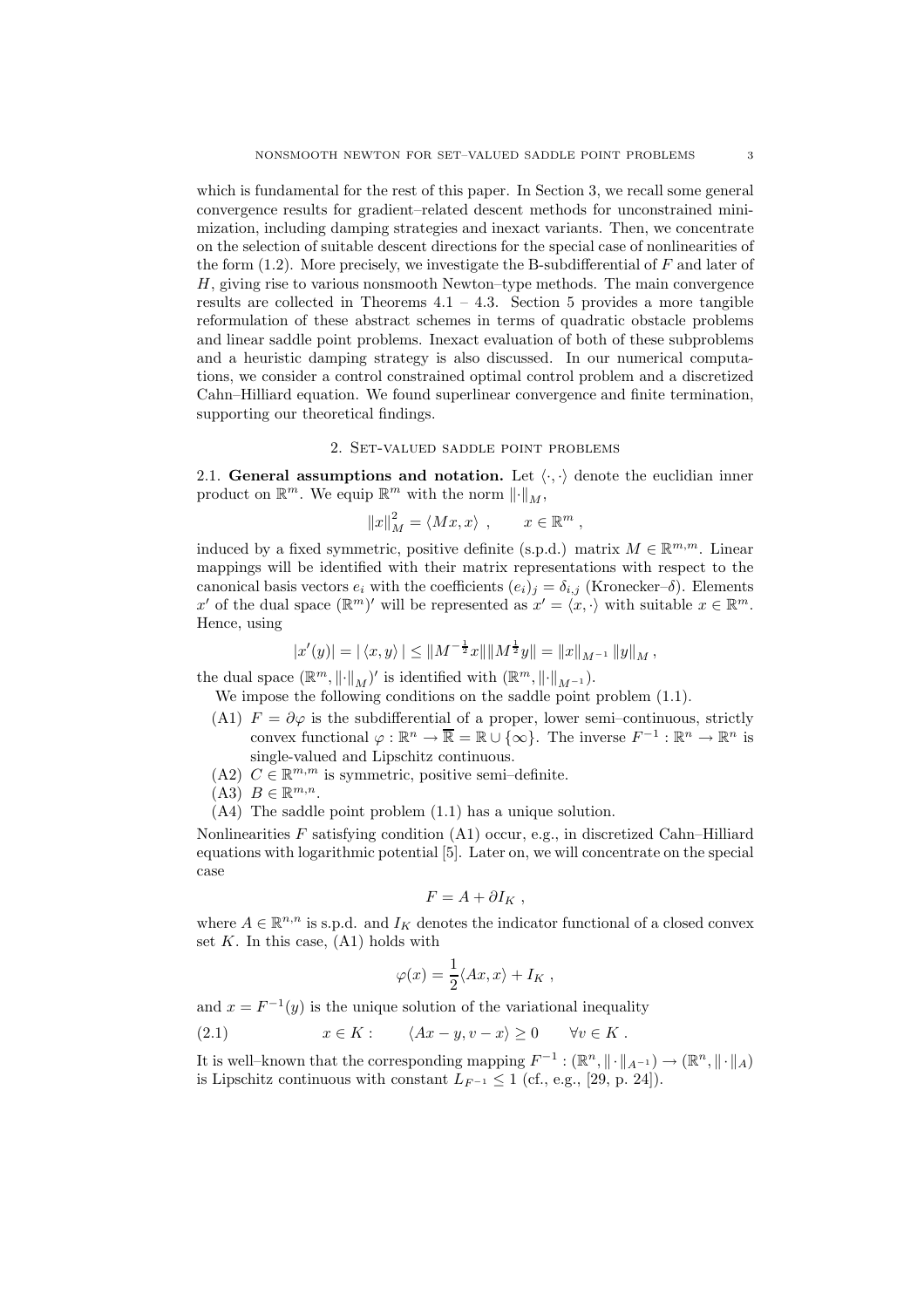which is fundamental for the rest of this paper. In Section 3, we recall some general convergence results for gradient–related descent methods for unconstrained minimization, including damping strategies and inexact variants. Then, we concentrate on the selection of suitable descent directions for the special case of nonlinearities of the form (1.2). More precisely, we investigate the B-subdifferential of $F$ and later of $H$, giving rise to various nonsmooth Newton–type methods. The main convergence results are collected in Theorems 4.1 – 4.3. Section 5 provides a more tangible reformulation of these abstract schemes in terms of quadratic obstacle problems and linear saddle point problems. Inexact evaluation of both of these subproblems and a heuristic damping strategy is also discussed. In our numerical computations, we consider a control constrained optimal control problem and a discretized Cahn–Hilliard equation. We found superlinear convergence and finite termination, supporting our theoretical findings.

## 2. Set-valued saddle point problems

**2.1. General assumptions and notation.** Let $\langle\cdot,\cdot\rangle$ denote the euclidian inner product on $\mathbb{R}^m$. We equip $\mathbb{R}^m$ with the norm $\|\cdot\|_M$,

$$\|x\|_M^2 = \langle Mx, x\rangle \ , \qquad x \in \mathbb{R}^m \ ,$$

induced by a fixed symmetric, positive definite (s.p.d.) matrix $M \in \mathbb{R}^{m,m}$. Linear mappings will be identified with their matrix representations with respect to the canonical basis vectors $e_i$ with the coefficients $(e_i)_j = \delta_{i,j}$ (Kronecker–$\delta$). Elements $x'$ of the dual space $(\mathbb{R}^m)'$ will be represented as $x' = \langle x, \cdot\rangle$ with suitable $x \in \mathbb{R}^m$. Hence, using

$$|x'(y)| = |\langle x, y\rangle| \le \|M^{-\frac{1}{2}}x\|\|M^{\frac{1}{2}}y\| = \|x\|_{M^{-1}}\|y\|_M \ ,$$

the dual space $(\mathbb{R}^m, \|\cdot\|_M)'$ is identified with $(\mathbb{R}^m, \|\cdot\|_{M^{-1}})$.

We impose the following conditions on the saddle point problem (1.1).

- (A1) $F = \partial\varphi$ is the subdifferential of a proper, lower semi–continuous, strictly convex functional $\varphi : \mathbb{R}^n \to \overline{\mathbb{R}} = \mathbb{R} \cup \{\infty\}$. The inverse $F^{-1} : \mathbb{R}^n \to \mathbb{R}^n$ is single-valued and Lipschitz continuous.
- (A2) $C \in \mathbb{R}^{m,m}$ is symmetric, positive semi–definite.
- (A3) $B \in \mathbb{R}^{m,n}$.
- (A4) The saddle point problem (1.1) has a unique solution.

Nonlinearities $F$ satisfying condition (A1) occur, e.g., in discretized Cahn–Hilliard equations with logarithmic potential [5]. Later on, we will concentrate on the special case

$$F = A + \partial I_K \ ,$$

where $A \in \mathbb{R}^{n,n}$ is s.p.d. and $I_K$ denotes the indicator functional of a closed convex set $K$. In this case, (A1) holds with

$$\varphi(x) = \frac{1}{2}\langle Ax, x\rangle + I_K \ ,$$

and $x = F^{-1}(y)$ is the unique solution of the variational inequality

$$x \in K : \qquad \langle Ax - y, v - x\rangle \ge 0 \qquad \forall v \in K \ . \tag{2.1}$$

It is well–known that the corresponding mapping $F^{-1} : (\mathbb{R}^n, \|\cdot\|_{A^{-1}}) \to (\mathbb{R}^n, \|\cdot\|_A)$ is Lipschitz continuous with constant $L_{F^{-1}} \le 1$ (cf., e.g., [29, p. 24]).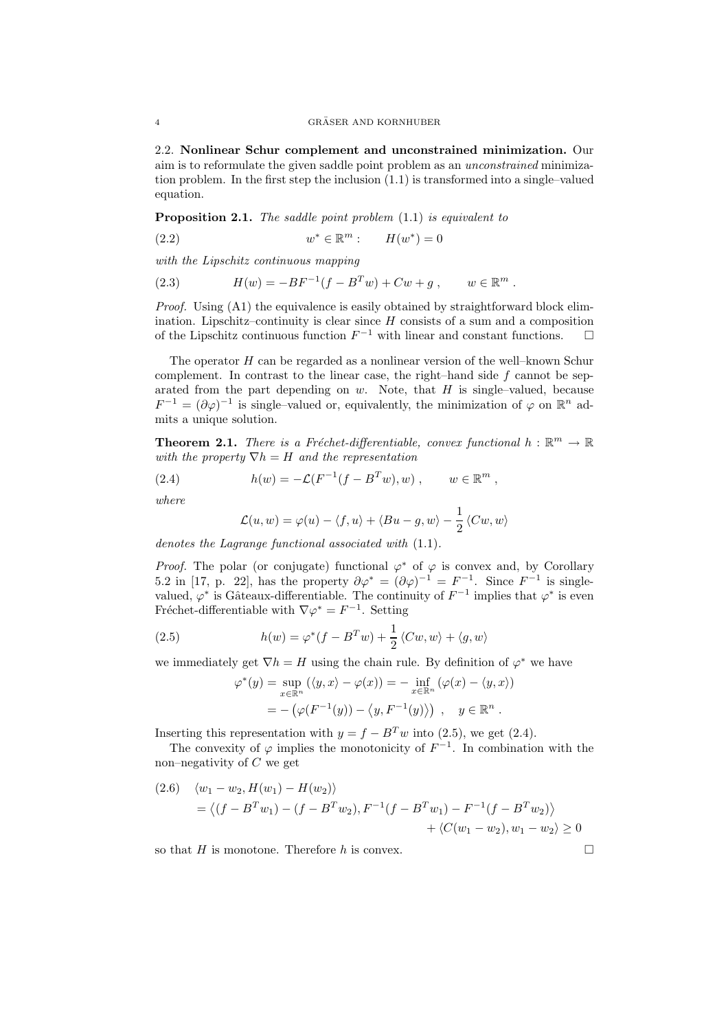2.2. **Nonlinear Schur complement and unconstrained minimization.** Our aim is to reformulate the given saddle point problem as an *unconstrained* minimization problem. In the first step the inclusion (1.1) is transformed into a single–valued equation.

**Proposition 2.1.** *The saddle point problem* (1.1) *is equivalent to*

$$w^* \in \mathbb{R}^m : \qquad H(w^*) = 0 \tag{2.2}$$

*with the Lipschitz continuous mapping*

$$H(w) = -BF^{-1}(f - B^T w) + Cw + g \,, \qquad w \in \mathbb{R}^m \,. \tag{2.3}$$

*Proof.* Using (A1) the equivalence is easily obtained by straightforward block elimination. Lipschitz–continuity is clear since $H$ consists of a sum and a composition of the Lipschitz continuous function $F^{-1}$ with linear and constant functions. □

The operator $H$ can be regarded as a nonlinear version of the well–known Schur complement. In contrast to the linear case, the right–hand side $f$ cannot be separated from the part depending on $w$. Note, that $H$ is single–valued, because $F^{-1} = (\partial\varphi)^{-1}$ is single–valued or, equivalently, the minimization of $\varphi$ on $\mathbb{R}^n$ admits a unique solution.

**Theorem 2.1.** *There is a Fréchet-differentiable, convex functional $h : \mathbb{R}^m \to \mathbb{R}$ with the property $\nabla h = H$ and the representation*

$$h(w) = -\mathcal{L}(F^{-1}(f - B^T w), w) \,, \qquad w \in \mathbb{R}^m \,, \tag{2.4}$$

*where*

$$\mathcal{L}(u, w) = \varphi(u) - \langle f, u\rangle + \langle Bu - g, w\rangle - \frac{1}{2}\langle Cw, w\rangle$$

*denotes the Lagrange functional associated with* (1.1).

*Proof.* The polar (or conjugate) functional $\varphi^*$ of $\varphi$ is convex and, by Corollary 5.2 in [17, p. 22], has the property $\partial\varphi^* = (\partial\varphi)^{-1} = F^{-1}$. Since $F^{-1}$ is single-valued, $\varphi^*$ is Gâteaux-differentiable. The continuity of $F^{-1}$ implies that $\varphi^*$ is even Fréchet-differentiable with $\nabla\varphi^* = F^{-1}$. Setting

$$h(w) = \varphi^*(f - B^T w) + \frac{1}{2}\langle Cw, w\rangle + \langle g, w\rangle \tag{2.5}$$

we immediately get $\nabla h = H$ using the chain rule. By definition of $\varphi^*$ we have

$$\begin{aligned}
\varphi^*(y) &= \sup_{x \in \mathbb{R}^n} \left(\langle y, x\rangle - \varphi(x)\right) = -\inf_{x \in \mathbb{R}^n} \left(\varphi(x) - \langle y, x\rangle\right) \\
&= -\left(\varphi(F^{-1}(y)) - \langle y, F^{-1}(y)\rangle\right) \,, \quad y \in \mathbb{R}^n \,.
\end{aligned}$$

Inserting this representation with $y = f - B^T w$ into (2.5), we get (2.4).

The convexity of $\varphi$ implies the monotonicity of $F^{-1}$. In combination with the non–negativity of $C$ we get

$$\begin{aligned}
&\langle w_1 - w_2, H(w_1) - H(w_2)\rangle \\
&= \left\langle (f - B^T w_1) - (f - B^T w_2), F^{-1}(f - B^T w_1) - F^{-1}(f - B^T w_2)\right\rangle \\
&\qquad\qquad + \langle C(w_1 - w_2), w_1 - w_2\rangle \geq 0
\end{aligned} \tag{2.6}$$

so that $H$ is monotone. Therefore $h$ is convex. □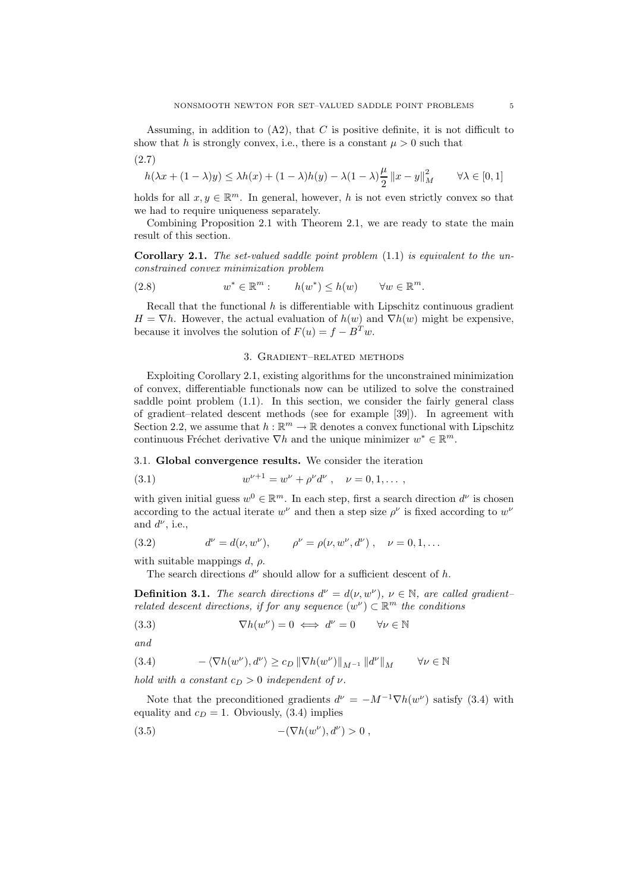Assuming, in addition to (A2), that $C$ is positive definite, it is not difficult to show that $h$ is strongly convex, i.e., there is a constant $\mu > 0$ such that

(2.7)

$$h(\lambda x + (1-\lambda)y) \le \lambda h(x) + (1-\lambda)h(y) - \lambda(1-\lambda)\frac{\mu}{2}\|x-y\|_M^2 \qquad \forall \lambda \in [0,1]$$

holds for all $x, y \in \mathbb{R}^m$. In general, however, $h$ is not even strictly convex so that we had to require uniqueness separately.

Combining Proposition 2.1 with Theorem 2.1, we are ready to state the main result of this section.

**Corollary 2.1.** *The set-valued saddle point problem* (1.1) *is equivalent to the unconstrained convex minimization problem*

$$w^* \in \mathbb{R}^m : \qquad h(w^*) \le h(w) \qquad \forall w \in \mathbb{R}^m. \tag{2.8}$$

Recall that the functional $h$ is differentiable with Lipschitz continuous gradient $H = \nabla h$. However, the actual evaluation of $h(w)$ and $\nabla h(w)$ might be expensive, because it involves the solution of $F(u) = f - B^T w$.

## 3. Gradient–related methods

Exploiting Corollary 2.1, existing algorithms for the unconstrained minimization of convex, differentiable functionals now can be utilized to solve the constrained saddle point problem (1.1). In this section, we consider the fairly general class of gradient–related descent methods (see for example [39]). In agreement with Section 2.2, we assume that $h : \mathbb{R}^m \to \mathbb{R}$ denotes a convex functional with Lipschitz continuous Fréchet derivative $\nabla h$ and the unique minimizer $w^* \in \mathbb{R}^m$.

### 3.1. Global convergence results.

We consider the iteration

$$w^{\nu+1} = w^\nu + \rho^\nu d^\nu , \quad \nu = 0, 1, \dots , \tag{3.1}$$

with given initial guess $w^0 \in \mathbb{R}^m$. In each step, first a search direction $d^\nu$ is chosen according to the actual iterate $w^\nu$ and then a step size $\rho^\nu$ is fixed according to $w^\nu$ and $d^\nu$, i.e.,

$$d^\nu = d(\nu, w^\nu), \qquad \rho^\nu = \rho(\nu, w^\nu, d^\nu) , \quad \nu = 0, 1, \dots \tag{3.2}$$

with suitable mappings $d$, $\rho$.

The search directions $d^\nu$ should allow for a sufficient descent of $h$.

**Definition 3.1.** *The search directions $d^\nu = d(\nu, w^\nu)$, $\nu \in \mathbb{N}$, are called gradient–related descent directions, if for any sequence $(w^\nu) \subset \mathbb{R}^m$ the conditions*

$$\nabla h(w^\nu) = 0 \iff d^\nu = 0 \qquad \forall \nu \in \mathbb{N} \tag{3.3}$$

*and*

$$-\langle \nabla h(w^\nu), d^\nu \rangle \ge c_D \|\nabla h(w^\nu)\|_{M^{-1}} \|d^\nu\|_M \qquad \forall \nu \in \mathbb{N} \tag{3.4}$$

*hold with a constant $c_D > 0$ independent of $\nu$.*

Note that the preconditioned gradients $d^\nu = -M^{-1}\nabla h(w^\nu)$ satisfy (3.4) with equality and $c_D = 1$. Obviously, (3.4) implies

$$-(\nabla h(w^\nu), d^\nu) > 0 , \tag{3.5}$$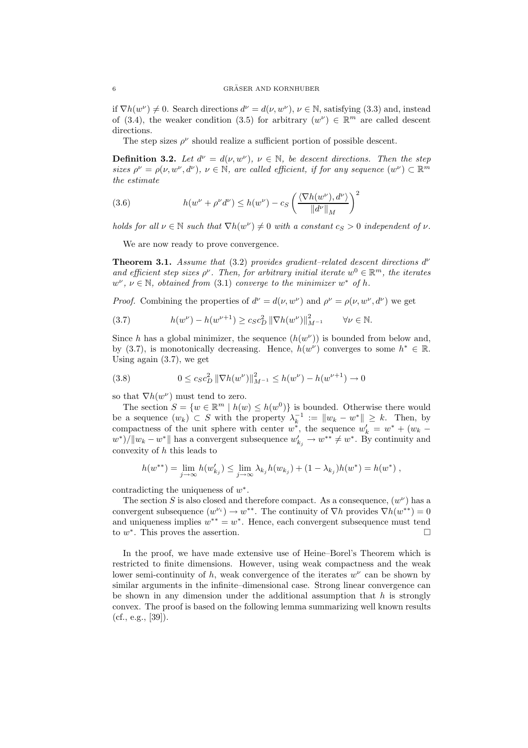if $\nabla h(w^\nu) \neq 0$. Search directions $d^\nu = d(\nu, w^\nu)$, $\nu \in \mathbb{N}$, satisfying (3.3) and, instead of (3.4), the weaker condition (3.5) for arbitrary $(w^\nu) \in \mathbb{R}^m$ are called descent directions.

The step sizes $\rho^\nu$ should realize a sufficient portion of possible descent.

**Definition 3.2.** *Let $d^\nu = d(\nu, w^\nu)$, $\nu \in \mathbb{N}$, be descent directions. Then the step sizes $\rho^\nu = \rho(\nu, w^\nu, d^\nu)$, $\nu \in \mathbb{N}$, are called efficient, if for any sequence $(w^\nu) \subset \mathbb{R}^m$ the estimate*

$$h(w^\nu + \rho^\nu d^\nu) \leq h(w^\nu) - c_S \left( \frac{\langle \nabla h(w^\nu), d^\nu \rangle}{\|d^\nu\|_M} \right)^2 \tag{3.6}$$

*holds for all $\nu \in \mathbb{N}$ such that $\nabla h(w^\nu) \neq 0$ with a constant $c_S > 0$ independent of $\nu$.*

We are now ready to prove convergence.

**Theorem 3.1.** *Assume that (3.2) provides gradient–related descent directions $d^\nu$ and efficient step sizes $\rho^\nu$. Then, for arbitrary initial iterate $w^0 \in \mathbb{R}^m$, the iterates $w^\nu$, $\nu \in \mathbb{N}$, obtained from (3.1) converge to the minimizer $w^*$ of $h$.*

*Proof.* Combining the properties of $d^\nu = d(\nu, w^\nu)$ and $\rho^\nu = \rho(\nu, w^\nu, d^\nu)$ we get

$$h(w^\nu) - h(w^{\nu+1}) \geq c_S c_D^2 \|\nabla h(w^\nu)\|^2_{M^{-1}} \qquad \forall \nu \in \mathbb{N}. \tag{3.7}$$

Since $h$ has a global minimizer, the sequence $(h(w^\nu))$ is bounded from below and, by (3.7), is monotonically decreasing. Hence, $h(w^\nu)$ converges to some $h^* \in \mathbb{R}$. Using again (3.7), we get

$$0 \leq c_S c_D^2 \|\nabla h(w^\nu)\|^2_{M^{-1}} \leq h(w^\nu) - h(w^{\nu+1}) \to 0 \tag{3.8}$$

so that $\nabla h(w^\nu)$ must tend to zero.

The section $S = \{w \in \mathbb{R}^m \mid h(w) \leq h(w^0)\}$ is bounded. Otherwise there would be a sequence $(w_k) \subset S$ with the property $\lambda_k^{-1} := \|w_k - w^*\| \geq k$. Then, by compactness of the unit sphere with center $w^*$, the sequence $w_k' = w^* + (w_k - w^*)/\|w_k - w^*\|$ has a convergent subsequence $w'_{k_j} \to w^{**} \neq w^*$. By continuity and convexity of $h$ this leads to

$$h(w^{**}) = \lim_{j\to\infty} h(w'_{k_j}) \leq \lim_{j\to\infty} \lambda_{k_j} h(w_{k_j}) + (1 - \lambda_{k_j}) h(w^*) = h(w^*) \,,$$

contradicting the uniqueness of $w^*$.

The section $S$ is also closed and therefore compact. As a consequence, $(w^\nu)$ has a convergent subsequence $(w^{\nu_i}) \to w^{**}$. The continuity of $\nabla h$ provides $\nabla h(w^{**}) = 0$ and uniqueness implies $w^{**} = w^*$. Hence, each convergent subsequence must tend to $w^*$. This proves the assertion. □

In the proof, we have made extensive use of Heine–Borel's Theorem which is restricted to finite dimensions. However, using weak compactness and the weak lower semi-continuity of $h$, weak convergence of the iterates $w^\nu$ can be shown by similar arguments in the infinite–dimensional case. Strong linear convergence can be shown in any dimension under the additional assumption that $h$ is strongly convex. The proof is based on the following lemma summarizing well known results (cf., e.g., [39]).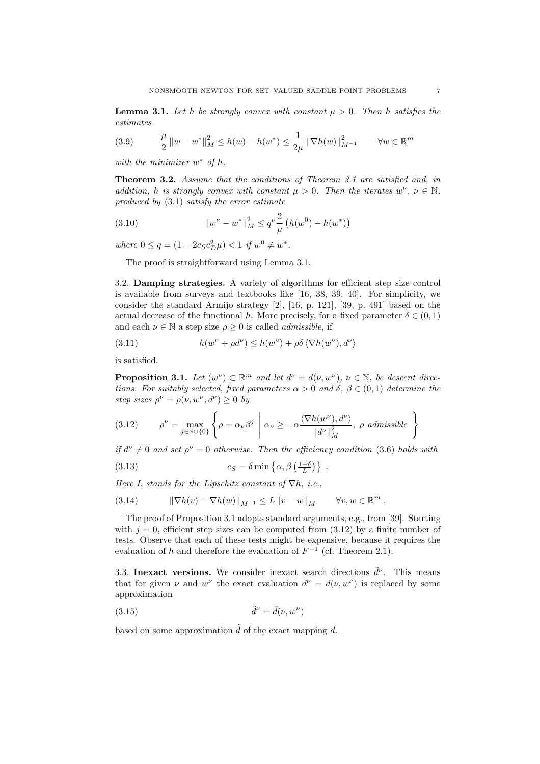**Lemma 3.1.** *Let $h$ be strongly convex with constant $\mu > 0$. Then $h$ satisfies the estimates*

$$\frac{\mu}{2}\|w - w^*\|_M^2 \le h(w) - h(w^*) \le \frac{1}{2\mu}\|\nabla h(w)\|_{M^{-1}}^2 \qquad \forall w \in \mathbb{R}^m \tag{3.9}$$

*with the minimizer $w^*$ of $h$.*

**Theorem 3.2.** *Assume that the conditions of Theorem 3.1 are satisfied and, in addition, $h$ is strongly convex with constant $\mu > 0$. Then the iterates $w^\nu$, $\nu \in \mathbb{N}$, produced by* (3.1) *satisfy the error estimate*

$$\|w^\nu - w^*\|_M^2 \le q^\nu \frac{2}{\mu}\left(h(w^0) - h(w^*)\right) \tag{3.10}$$

*where $0 \le q = (1 - 2c_S c_D^2 \mu) < 1$ if $w^0 \neq w^*$.*

The proof is straightforward using Lemma 3.1.

3.2. **Damping strategies.** A variety of algorithms for efficient step size control is available from surveys and textbooks like [16, 38, 39, 40]. For simplicity, we consider the standard Armijo strategy [2], [16, p. 121], [39, p. 491] based on the actual decrease of the functional $h$. More precisely, for a fixed parameter $\delta \in (0,1)$ and each $\nu \in \mathbb{N}$ a step size $\rho \ge 0$ is called *admissible*, if

$$h(w^\nu + \rho d^\nu) \le h(w^\nu) + \rho\delta\,\langle \nabla h(w^\nu), d^\nu\rangle \tag{3.11}$$

is satisfied.

**Proposition 3.1.** *Let $(w^\nu) \subset \mathbb{R}^m$ and let $d^\nu = d(\nu, w^\nu)$, $\nu \in \mathbb{N}$, be descent directions. For suitably selected, fixed parameters $\alpha > 0$ and $\delta$, $\beta \in (0,1)$ determine the step sizes $\rho^\nu = \rho(\nu, w^\nu, d^\nu) \ge 0$ by*

$$\rho^\nu = \max_{j \in \mathbb{N}\cup\{0\}} \left\{ \rho = \alpha_\nu \beta^j \;\middle|\; \alpha_\nu \ge -\alpha \frac{\langle \nabla h(w^\nu), d^\nu\rangle}{\|d^\nu\|_M^2},\ \rho \text{ admissible} \right\} \tag{3.12}$$

*if $d^\nu \neq 0$ and set $\rho^\nu = 0$ otherwise. Then the efficiency condition* (3.6) *holds with*

$$c_S = \delta \min\left\{\alpha, \beta\left(\tfrac{1-\delta}{L}\right)\right\}\ . \tag{3.13}$$

*Here $L$ stands for the Lipschitz constant of $\nabla h$, i.e.,*

$$\|\nabla h(v) - \nabla h(w)\|_{M^{-1}} \le L\,\|v - w\|_M \qquad \forall v, w \in \mathbb{R}^m\ . \tag{3.14}$$

The proof of Proposition 3.1 adopts standard arguments, e.g., from [39]. Starting with $j = 0$, efficient step sizes can be computed from (3.12) by a finite number of tests. Observe that each of these tests might be expensive, because it requires the evaluation of $h$ and therefore the evaluation of $F^{-1}$ (cf. Theorem 2.1).

3.3. **Inexact versions.** We consider inexact search directions $\tilde{d}^\nu$. This means that for given $\nu$ and $w^\nu$ the exact evaluation $d^\nu = d(\nu, w^\nu)$ is replaced by some approximation

$$\tilde{d}^\nu = \tilde{d}(\nu, w^\nu) \tag{3.15}$$

based on some approximation $\tilde{d}$ of the exact mapping $d$.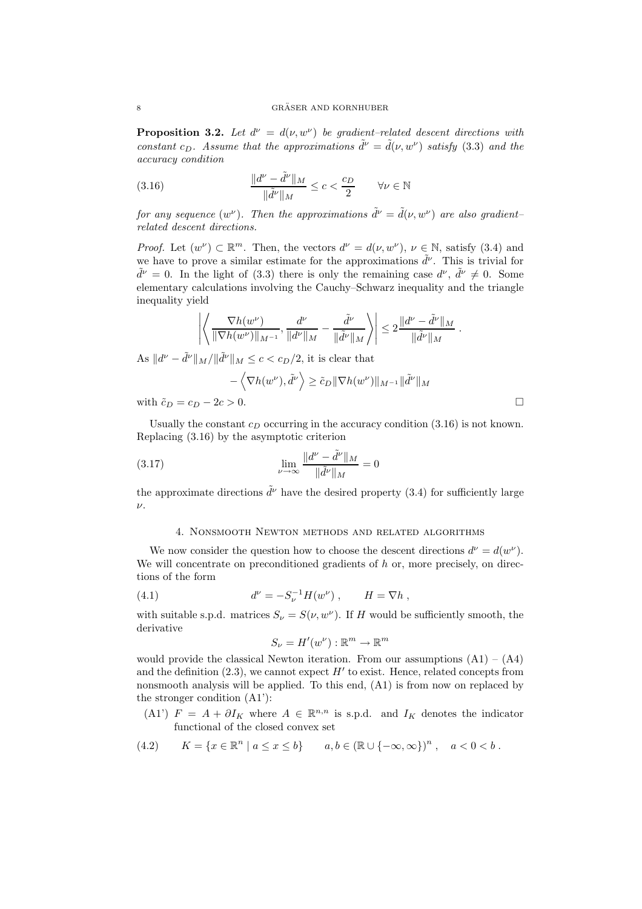**Proposition 3.2.** *Let $d^\nu = d(\nu, w^\nu)$ be gradient–related descent directions with constant $c_D$. Assume that the approximations $\tilde{d}^\nu = \tilde{d}(\nu, w^\nu)$ satisfy (3.3) and the accuracy condition*

$$\frac{\|d^\nu - \tilde{d}^\nu\|_M}{\|\tilde{d}^\nu\|_M} \le c < \frac{c_D}{2} \qquad \forall \nu \in \mathbb{N} \tag{3.16}$$

*for any sequence $(w^\nu)$. Then the approximations $\tilde{d}^\nu = \tilde{d}(\nu, w^\nu)$ are also gradient–related descent directions.*

*Proof.* Let $(w^\nu) \subset \mathbb{R}^m$. Then, the vectors $d^\nu = d(\nu, w^\nu)$, $\nu \in \mathbb{N}$, satisfy (3.4) and we have to prove a similar estimate for the approximations $\tilde{d}^\nu$. This is trivial for $\tilde{d}^\nu = 0$. In the light of (3.3) there is only the remaining case $d^\nu$, $\tilde{d}^\nu \neq 0$. Some elementary calculations involving the Cauchy–Schwarz inequality and the triangle inequality yield

$$\left| \left\langle \frac{\nabla h(w^\nu)}{\|\nabla h(w^\nu)\|_{M^{-1}}}, \frac{d^\nu}{\|d^\nu\|_M} - \frac{\tilde{d}^\nu}{\|\tilde{d}^\nu\|_M} \right\rangle \right| \le 2 \frac{\|d^\nu - \tilde{d}^\nu\|_M}{\|\tilde{d}^\nu\|_M} .$$

As $\|d^\nu - \tilde{d}^\nu\|_M / \|\tilde{d}^\nu\|_M \le c < c_D/2$, it is clear that

$$-\left\langle \nabla h(w^\nu), \tilde{d}^\nu \right\rangle \ge \tilde{c}_D \|\nabla h(w^\nu)\|_{M^{-1}} \|\tilde{d}^\nu\|_M$$

with $\tilde{c}_D = c_D - 2c > 0$. □

Usually the constant $c_D$ occurring in the accuracy condition (3.16) is not known. Replacing (3.16) by the asymptotic criterion

$$\lim_{\nu \to \infty} \frac{\|d^\nu - \tilde{d}^\nu\|_M}{\|\tilde{d}^\nu\|_M} = 0 \tag{3.17}$$

the approximate directions $\tilde{d}^\nu$ have the desired property (3.4) for sufficiently large $\nu$.

## 4. Nonsmooth Newton methods and related algorithms

We now consider the question how to choose the descent directions $d^\nu = d(w^\nu)$. We will concentrate on preconditioned gradients of $h$ or, more precisely, on directions of the form

$$d^\nu = -S_\nu^{-1} H(w^\nu) , \qquad H = \nabla h , \tag{4.1}$$

with suitable s.p.d. matrices $S_\nu = S(\nu, w^\nu)$. If $H$ would be sufficiently smooth, the derivative

$$S_\nu = H'(w^\nu) : \mathbb{R}^m \to \mathbb{R}^m$$

would provide the classical Newton iteration. From our assumptions (A1) – (A4) and the definition (2.3), we cannot expect $H'$ to exist. Hence, related concepts from nonsmooth analysis will be applied. To this end, (A1) is from now on replaced by the stronger condition (A1'):

(A1') $F = A + \partial I_K$ where $A \in \mathbb{R}^{n,n}$ is s.p.d. and $I_K$ denotes the indicator functional of the closed convex set

$$K = \{x \in \mathbb{R}^n \mid a \le x \le b\} \qquad a, b \in (\mathbb{R} \cup \{-\infty, \infty\})^n , \quad a < 0 < b . \tag{4.2}$$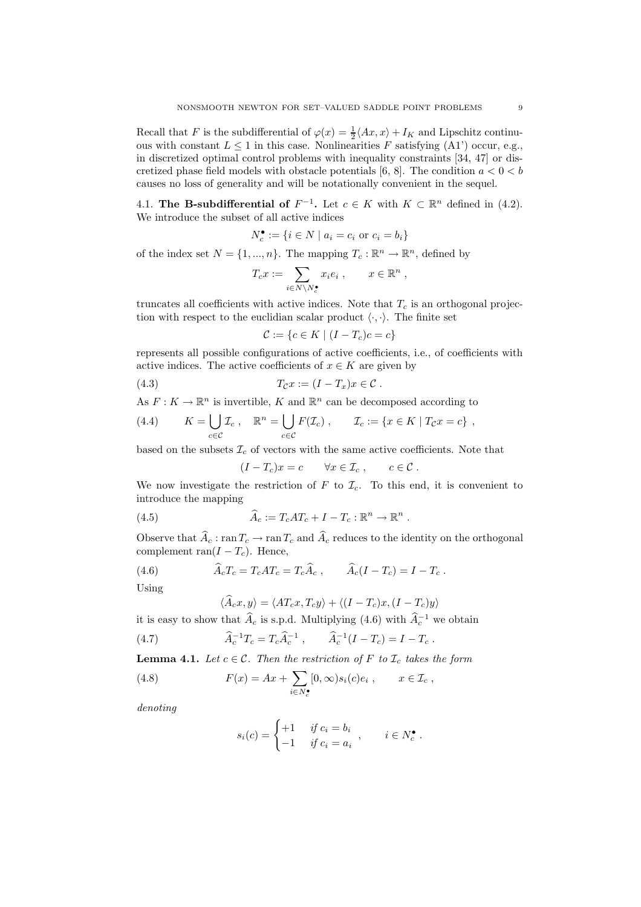Recall that $F$ is the subdifferential of $\varphi(x) = \frac{1}{2}\langle Ax, x\rangle + I_K$ and Lipschitz continuous with constant $L \leq 1$ in this case. Nonlinearities $F$ satisfying (A1') occur, e.g., in discretized optimal control problems with inequality constraints [34, 47] or discretized phase field models with obstacle potentials [6, 8]. The condition $a < 0 < b$ causes no loss of generality and will be notationally convenient in the sequel.

**4.1. The B-subdifferential of $F^{-1}$.** Let $c \in K$ with $K \subset \mathbb{R}^n$ defined in (4.2). We introduce the subset of all active indices

$$N_c^\bullet := \{i \in N \mid a_i = c_i \text{ or } c_i = b_i\}$$

of the index set $N = \{1, ..., n\}$. The mapping $T_c : \mathbb{R}^n \to \mathbb{R}^n$, defined by

$$T_c x := \sum_{i \in N \setminus N_c^\bullet} x_i e_i , \qquad x \in \mathbb{R}^n ,$$

truncates all coefficients with active indices. Note that $T_c$ is an orthogonal projection with respect to the euclidian scalar product $\langle \cdot, \cdot \rangle$. The finite set

$$\mathcal{C} := \{c \in K \mid (I - T_c)c = c\}$$

represents all possible configurations of active coefficients, i.e., of coefficients with active indices. The active coefficients of $x \in K$ are given by

$$T_{\mathcal{C}} x := (I - T_x)x \in \mathcal{C} . \tag{4.3}$$

As $F : K \to \mathbb{R}^n$ is invertible, $K$ and $\mathbb{R}^n$ can be decomposed according to

$$K = \bigcup_{c \in \mathcal{C}} \mathcal{I}_c , \quad \mathbb{R}^n = \bigcup_{c \in \mathcal{C}} F(\mathcal{I}_c) , \qquad \mathcal{I}_c := \{x \in K \mid T_{\mathcal{C}} x = c\} , \tag{4.4}$$

based on the subsets $\mathcal{I}_c$ of vectors with the same active coefficients. Note that

$$(I - T_c)x = c \qquad \forall x \in \mathcal{I}_c , \qquad c \in \mathcal{C} .$$

We now investigate the restriction of $F$ to $\mathcal{I}_c$. To this end, it is convenient to introduce the mapping

$$\widehat{A}_c := T_c A T_c + I - T_c : \mathbb{R}^n \to \mathbb{R}^n . \tag{4.5}$$

Observe that $\widehat{A}_c : \operatorname{ran} T_c \to \operatorname{ran} T_c$ and $\widehat{A}_c$ reduces to the identity on the orthogonal complement $\operatorname{ran}(I - T_c)$. Hence,

$$\widehat{A}_c T_c = T_c A T_c = T_c \widehat{A}_c , \qquad \widehat{A}_c (I - T_c) = I - T_c . \tag{4.6}$$

Using

$$\langle \widehat{A}_c x, y\rangle = \langle A T_c x, T_c y\rangle + \langle (I - T_c)x, (I - T_c)y\rangle$$

it is easy to show that $\widehat{A}_c$ is s.p.d. Multiplying (4.6) with $\widehat{A}_c^{-1}$ we obtain

$$\widehat{A}_c^{-1} T_c = T_c \widehat{A}_c^{-1} , \qquad \widehat{A}_c^{-1}(I - T_c) = I - T_c . \tag{4.7}$$

**Lemma 4.1.** *Let $c \in \mathcal{C}$. Then the restriction of $F$ to $\mathcal{I}_c$ takes the form*

$$F(x) = Ax + \sum_{i \in N_c^\bullet} [0, \infty) s_i(c) e_i , \qquad x \in \mathcal{I}_c , \tag{4.8}$$

*denoting*

$$s_i(c) = \begin{cases} +1 & \text{if } c_i = b_i \\ -1 & \text{if } c_i = a_i \end{cases} , \qquad i \in N_c^\bullet .$$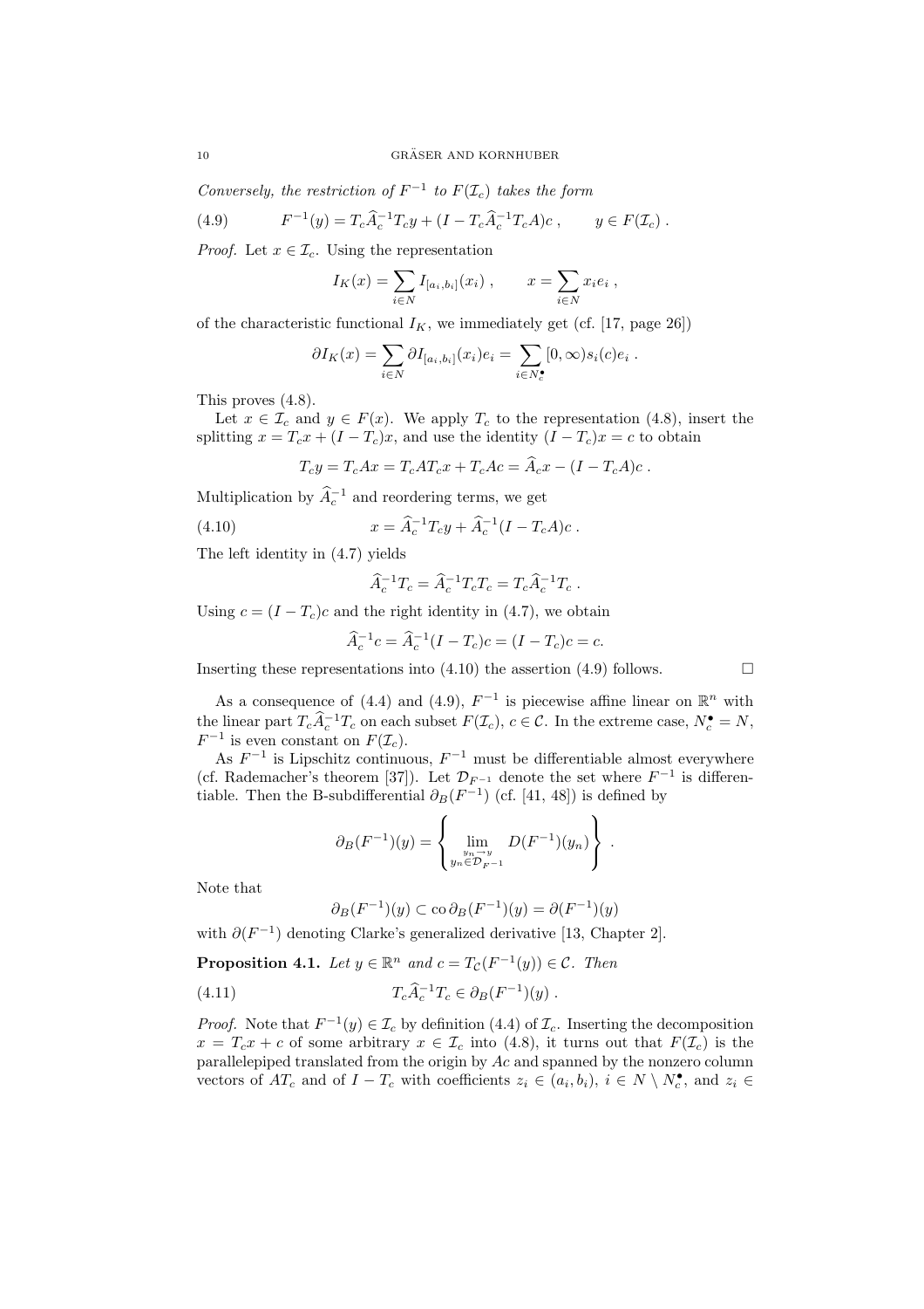*Conversely, the restriction of $F^{-1}$ to $F(\mathcal{I}_c)$ takes the form*

$$F^{-1}(y) = T_c\widehat{A}_c^{-1}T_c y + (I - T_c\widehat{A}_c^{-1}T_c A)c\ , \qquad y \in F(\mathcal{I}_c)\ . \tag{4.9}$$

*Proof.* Let $x \in \mathcal{I}_c$. Using the representation

$$I_K(x) = \sum_{i\in N} I_{[a_i,b_i]}(x_i)\ , \qquad x = \sum_{i\in N} x_i e_i\ ,$$

of the characteristic functional $I_K$, we immediately get (cf. [17, page 26])

$$\partial I_K(x) = \sum_{i\in N} \partial I_{[a_i,b_i]}(x_i)e_i = \sum_{i\in N_c^\bullet} [0,\infty)s_i(c)e_i\ .$$

This proves (4.8).

Let $x \in \mathcal{I}_c$ and $y \in F(x)$. We apply $T_c$ to the representation (4.8), insert the splitting $x = T_c x + (I - T_c)x$, and use the identity $(I - T_c)x = c$ to obtain

$$T_c y = T_c A x = T_c A T_c x + T_c A c = \widehat{A}_c x - (I - T_c A)c\ .$$

Multiplication by $\widehat{A}_c^{-1}$ and reordering terms, we get

$$x = \widehat{A}_c^{-1}T_c y + \widehat{A}_c^{-1}(I - T_c A)c\ . \tag{4.10}$$

The left identity in (4.7) yields

$$\widehat{A}_c^{-1}T_c = \widehat{A}_c^{-1}T_c T_c = T_c\widehat{A}_c^{-1}T_c\ .$$

Using $c = (I - T_c)c$ and the right identity in (4.7), we obtain

$$\widehat{A}_c^{-1}c = \widehat{A}_c^{-1}(I - T_c)c = (I - T_c)c = c.$$

Inserting these representations into (4.10) the assertion (4.9) follows. $\square$

As a consequence of (4.4) and (4.9), $F^{-1}$ is piecewise affine linear on $\mathbb{R}^n$ with the linear part $T_c\widehat{A}_c^{-1}T_c$ on each subset $F(\mathcal{I}_c)$, $c \in \mathcal{C}$. In the extreme case, $N_c^\bullet = N$, $F^{-1}$ is even constant on $F(\mathcal{I}_c)$.

As $F^{-1}$ is Lipschitz continuous, $F^{-1}$ must be differentiable almost everywhere (cf. Rademacher's theorem [37]). Let $\mathcal{D}_{F^{-1}}$ denote the set where $F^{-1}$ is differentiable. Then the B-subdifferential $\partial_B(F^{-1})$ (cf. [41, 48]) is defined by

$$\partial_B(F^{-1})(y) = \left\{ \lim_{\substack{y_n \to y \\ y_n \in \mathcal{D}_{F^{-1}}}} D(F^{-1})(y_n) \right\}\ .$$

Note that

$$\partial_B(F^{-1})(y) \subset \operatorname{co}\partial_B(F^{-1})(y) = \partial(F^{-1})(y)$$

with $\partial(F^{-1})$ denoting Clarke's generalized derivative [13, Chapter 2].

**Proposition 4.1.** *Let $y \in \mathbb{R}^n$ and $c = T_{\mathcal{C}}(F^{-1}(y)) \in \mathcal{C}$. Then*

$$T_c\widehat{A}_c^{-1}T_c \in \partial_B(F^{-1})(y)\ . \tag{4.11}$$

*Proof.* Note that $F^{-1}(y) \in \mathcal{I}_c$ by definition (4.4) of $\mathcal{I}_c$. Inserting the decomposition $x = T_c x + c$ of some arbitrary $x \in \mathcal{I}_c$ into (4.8), it turns out that $F(\mathcal{I}_c)$ is the parallelepiped translated from the origin by $Ac$ and spanned by the nonzero column vectors of $AT_c$ and of $I - T_c$ with coefficients $z_i \in (a_i, b_i)$, $i \in N \setminus N_c^\bullet$, and $z_i \in$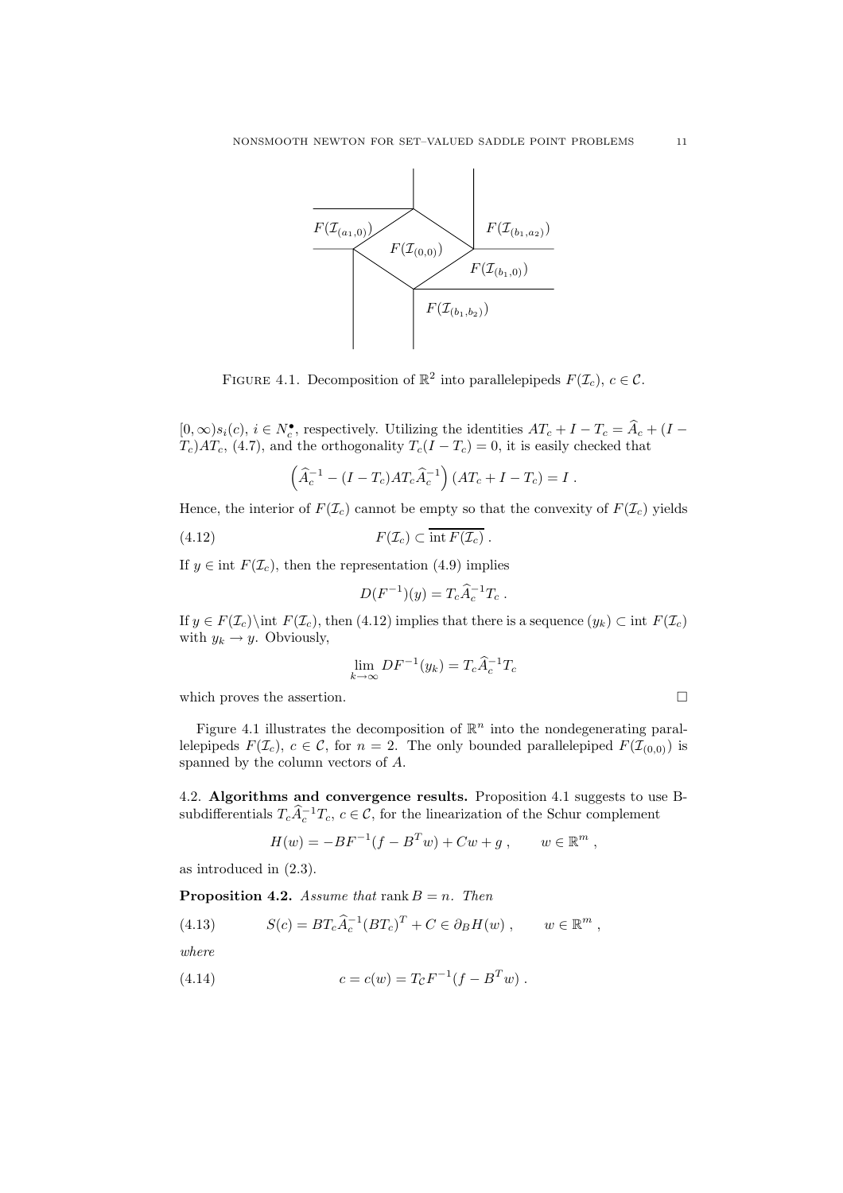$F(\mathcal{I}_{(a_1,0)})$

$F(\mathcal{I}_{(b_1,a_2)})$

$F(\mathcal{I}_{(0,0)})$

$F(\mathcal{I}_{(b_1,0)})$

$F(\mathcal{I}_{(b_1,b_2)})$

FIGURE 4.1. Decomposition of $\mathbb{R}^2$ into parallelepipeds $F(\mathcal{I}_c)$, $c \in \mathcal{C}$.

$[0,\infty)s_i(c)$, $i \in N_c^\bullet$, respectively. Utilizing the identities $AT_c + I - T_c = \widehat{A}_c + (I - T_c)AT_c$, (4.7), and the orthogonality $T_c(I - T_c) = 0$, it is easily checked that

$$\left(\widehat{A}_c^{-1} - (I - T_c)AT_c\widehat{A}_c^{-1}\right)(AT_c + I - T_c) = I \; .$$

Hence, the interior of $F(\mathcal{I}_c)$ cannot be empty so that the convexity of $F(\mathcal{I}_c)$ yields

$$F(\mathcal{I}_c) \subset \overline{\operatorname{int} F(\mathcal{I}_c)} \; . \tag{4.12}$$

If $y \in \operatorname{int} F(\mathcal{I}_c)$, then the representation (4.9) implies

$$D(F^{-1})(y) = T_c\widehat{A}_c^{-1}T_c \; .$$

If $y \in F(\mathcal{I}_c)\backslash \operatorname{int} F(\mathcal{I}_c)$, then (4.12) implies that there is a sequence $(y_k) \subset \operatorname{int} F(\mathcal{I}_c)$ with $y_k \to y$. Obviously,

$$\lim_{k\to\infty} DF^{-1}(y_k) = T_c\widehat{A}_c^{-1}T_c$$

which proves the assertion. □

Figure 4.1 illustrates the decomposition of $\mathbb{R}^n$ into the nondegenerating parallelepipeds $F(\mathcal{I}_c)$, $c \in \mathcal{C}$, for $n = 2$. The only bounded parallelepiped $F(\mathcal{I}_{(0,0)})$ is spanned by the column vectors of $A$.

### 4.2. Algorithms and convergence results.

Proposition 4.1 suggests to use B-subdifferentials $T_c\widehat{A}_c^{-1}T_c$, $c \in \mathcal{C}$, for the linearization of the Schur complement

$$H(w) = -BF^{-1}(f - B^Tw) + Cw + g \; , \qquad w \in \mathbb{R}^m \; ,$$

as introduced in (2.3).

**Proposition 4.2.** *Assume that* $\operatorname{rank} B = n$. *Then*

$$S(c) = BT_c\widehat{A}_c^{-1}(BT_c)^T + C \in \partial_B H(w) \; , \qquad w \in \mathbb{R}^m \; , \tag{4.13}$$

*where*

$$c = c(w) = T_{\mathcal{C}}F^{-1}(f - B^Tw) \; . \tag{4.14}$$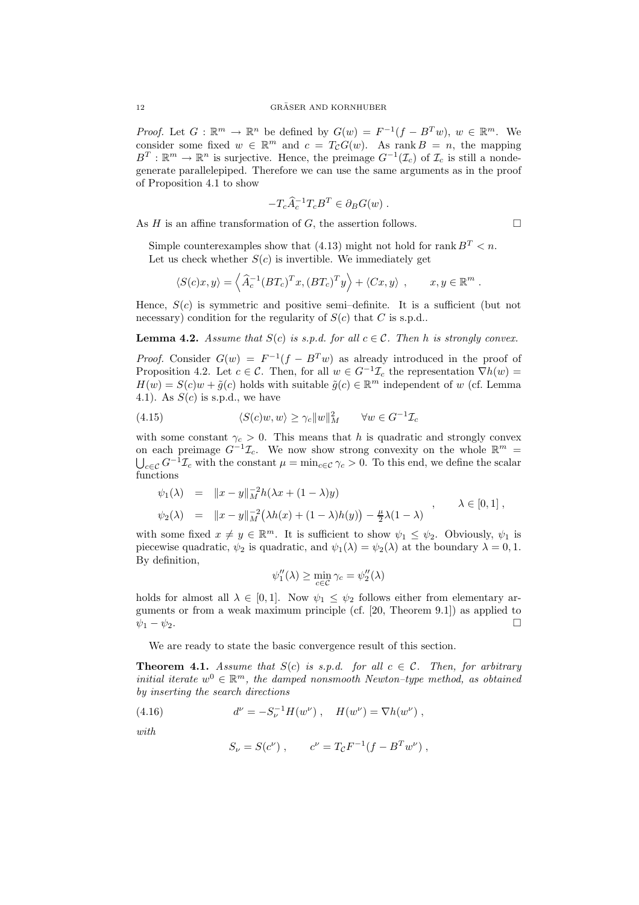*Proof.* Let $G : \mathbb{R}^m \to \mathbb{R}^n$ be defined by $G(w) = F^{-1}(f - B^T w)$, $w \in \mathbb{R}^m$. We consider some fixed $w \in \mathbb{R}^m$ and $c = T_{\mathcal{C}} G(w)$. As $\operatorname{rank} B = n$, the mapping $B^T : \mathbb{R}^m \to \mathbb{R}^n$ is surjective. Hence, the preimage $G^{-1}(\mathcal{I}_c)$ of $\mathcal{I}_c$ is still a nondegenerate parallelepiped. Therefore we can use the same arguments as in the proof of Proposition 4.1 to show

$$-T_c \widehat{A}_c^{-1} T_c B^T \in \partial_B G(w) \ .$$

As $H$ is an affine transformation of $G$, the assertion follows. $\square$

Simple counterexamples show that (4.13) might not hold for $\operatorname{rank} B^T < n$.

Let us check whether $S(c)$ is invertible. We immediately get

$$\langle S(c)x, y\rangle = \left\langle \widehat{A}_c^{-1} (BT_c)^T x, (BT_c)^T y \right\rangle + \langle Cx, y\rangle \ , \qquad x, y \in \mathbb{R}^m \ .$$

Hence, $S(c)$ is symmetric and positive semi–definite. It is a sufficient (but not necessary) condition for the regularity of $S(c)$ that $C$ is s.p.d..

**Lemma 4.2.** *Assume that $S(c)$ is s.p.d. for all $c \in \mathcal{C}$. Then $h$ is strongly convex.*

*Proof.* Consider $G(w) = F^{-1}(f - B^T w)$ as already introduced in the proof of Proposition 4.2. Let $c \in \mathcal{C}$. Then, for all $w \in G^{-1}\mathcal{I}_c$ the representation $\nabla h(w) = H(w) = S(c)w + \tilde{g}(c)$ holds with suitable $\tilde{g}(c) \in \mathbb{R}^m$ independent of $w$ (cf. Lemma 4.1). As $S(c)$ is s.p.d., we have

$$\langle S(c)w, w\rangle \geq \gamma_c \|w\|_M^2 \qquad \forall w \in G^{-1}\mathcal{I}_c \tag{4.15}$$

with some constant $\gamma_c > 0$. This means that $h$ is quadratic and strongly convex on each preimage $G^{-1}\mathcal{I}_c$. We now show strong convexity on the whole $\mathbb{R}^m = \bigcup_{c \in \mathcal{C}} G^{-1}\mathcal{I}_c$ with the constant $\mu = \min_{c \in \mathcal{C}} \gamma_c > 0$. To this end, we define the scalar functions

$$\begin{aligned} \psi_1(\lambda) &= \|x - y\|_M^{-2} h(\lambda x + (1-\lambda)y) \\ \psi_2(\lambda) &= \|x - y\|_M^{-2} \big(\lambda h(x) + (1-\lambda)h(y)\big) - \tfrac{\mu}{2}\lambda(1-\lambda) \end{aligned} \ , \qquad \lambda \in [0, 1] \ ,$$

with some fixed $x \neq y \in \mathbb{R}^m$. It is sufficient to show $\psi_1 \leq \psi_2$. Obviously, $\psi_1$ is piecewise quadratic, $\psi_2$ is quadratic, and $\psi_1(\lambda) = \psi_2(\lambda)$ at the boundary $\lambda = 0, 1$. By definition,

$$\psi_1''(\lambda) \geq \min_{c \in \mathcal{C}} \gamma_c = \psi_2''(\lambda)$$

holds for almost all $\lambda \in [0, 1]$. Now $\psi_1 \leq \psi_2$ follows either from elementary arguments or from a weak maximum principle (cf. [20, Theorem 9.1]) as applied to $\psi_1 - \psi_2$. $\square$

We are ready to state the basic convergence result of this section.

**Theorem 4.1.** *Assume that $S(c)$ is s.p.d. for all $c \in \mathcal{C}$. Then, for arbitrary initial iterate $w^0 \in \mathbb{R}^m$, the damped nonsmooth Newton–type method, as obtained by inserting the search directions*

$$d^\nu = -S_\nu^{-1} H(w^\nu) \ , \quad H(w^\nu) = \nabla h(w^\nu) \ , \tag{4.16}$$

*with*

$$S_\nu = S(c^\nu) \ , \qquad c^\nu = T_{\mathcal{C}} F^{-1}(f - B^T w^\nu) \ ,$$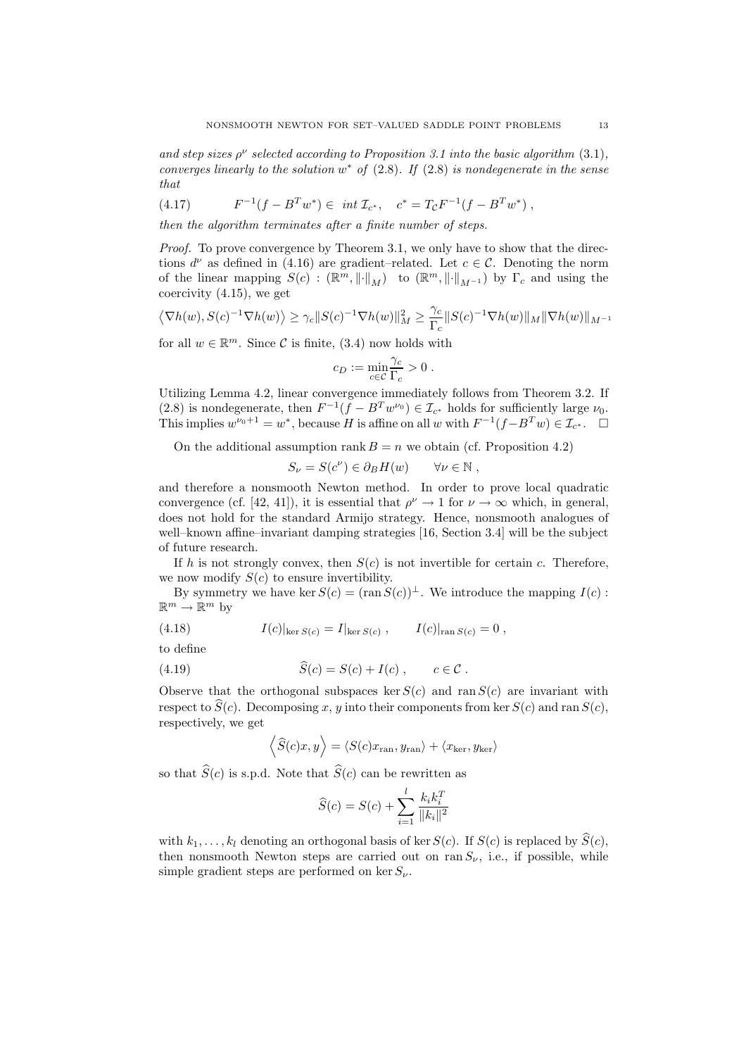*and step sizes $\rho^\nu$ selected according to Proposition 3.1 into the basic algorithm* (3.1)*, converges linearly to the solution $w^*$ of* (2.8)*. If* (2.8) *is nondegenerate in the sense that*

$$F^{-1}(f - B^T w^*) \in \text{ int } \mathcal{I}_{c^*}, \quad c^* = T_{\mathcal{C}} F^{-1}(f - B^T w^*) \,, \tag{4.17}$$

*then the algorithm terminates after a finite number of steps.*

*Proof.* To prove convergence by Theorem 3.1, we only have to show that the directions $d^\nu$ as defined in (4.16) are gradient–related. Let $c \in \mathcal{C}$. Denoting the norm of the linear mapping $S(c) : (\mathbb{R}^m, \|\cdot\|_M)$ to $(\mathbb{R}^m, \|\cdot\|_{M^{-1}})$ by $\Gamma_c$ and using the coercivity (4.15), we get

$$\left\langle \nabla h(w), S(c)^{-1} \nabla h(w) \right\rangle \geq \gamma_c \|S(c)^{-1} \nabla h(w)\|_M^2 \geq \frac{\gamma_c}{\Gamma_c} \|S(c)^{-1} \nabla h(w)\|_M \|\nabla h(w)\|_{M^{-1}}$$

for all $w \in \mathbb{R}^m$. Since $\mathcal{C}$ is finite, (3.4) now holds with

$$c_D := \min_{c \in \mathcal{C}} \frac{\gamma_c}{\Gamma_c} > 0 \,.$$

Utilizing Lemma 4.2, linear convergence immediately follows from Theorem 3.2. If (2.8) is nondegenerate, then $F^{-1}(f - B^T w^{\nu_0}) \in \mathcal{I}_{c^*}$ holds for sufficiently large $\nu_0$. This implies $w^{\nu_0+1} = w^*$, because $H$ is affine on all $w$ with $F^{-1}(f - B^T w) \in \mathcal{I}_{c^*}$. $\square$

On the additional assumption $\operatorname{rank} B = n$ we obtain (cf. Proposition 4.2)

$$S_\nu = S(c^\nu) \in \partial_B H(w) \qquad \forall \nu \in \mathbb{N} \,,$$

and therefore a nonsmooth Newton method. In order to prove local quadratic convergence (cf. [42, 41]), it is essential that $\rho^\nu \to 1$ for $\nu \to \infty$ which, in general, does not hold for the standard Armijo strategy. Hence, nonsmooth analogues of well–known affine–invariant damping strategies [16, Section 3.4] will be the subject of future research.

If $h$ is not strongly convex, then $S(c)$ is not invertible for certain $c$. Therefore, we now modify $S(c)$ to ensure invertibility.

By symmetry we have $\ker S(c) = (\operatorname{ran} S(c))^\perp$. We introduce the mapping $I(c) : \mathbb{R}^m \to \mathbb{R}^m$ by

$$I(c)|_{\ker S(c)} = I|_{\ker S(c)} \,, \qquad I(c)|_{\operatorname{ran} S(c)} = 0 \,, \tag{4.18}$$

to define

$$\widehat{S}(c) = S(c) + I(c) \,, \qquad c \in \mathcal{C} \,. \tag{4.19}$$

Observe that the orthogonal subspaces $\ker S(c)$ and $\operatorname{ran} S(c)$ are invariant with respect to $\widehat{S}(c)$. Decomposing $x, y$ into their components from $\ker S(c)$ and $\operatorname{ran} S(c)$, respectively, we get

$$\left\langle \widehat{S}(c) x, y \right\rangle = \langle S(c) x_{\text{ran}}, y_{\text{ran}} \rangle + \langle x_{\text{ker}}, y_{\text{ker}} \rangle$$

so that $\widehat{S}(c)$ is s.p.d. Note that $\widehat{S}(c)$ can be rewritten as

$$\widehat{S}(c) = S(c) + \sum_{i=1}^{l} \frac{k_i k_i^T}{\|k_i\|^2}$$

with $k_1, \ldots, k_l$ denoting an orthogonal basis of $\ker S(c)$. If $S(c)$ is replaced by $\widehat{S}(c)$, then nonsmooth Newton steps are carried out on $\operatorname{ran} S_\nu$, i.e., if possible, while simple gradient steps are performed on $\ker S_\nu$.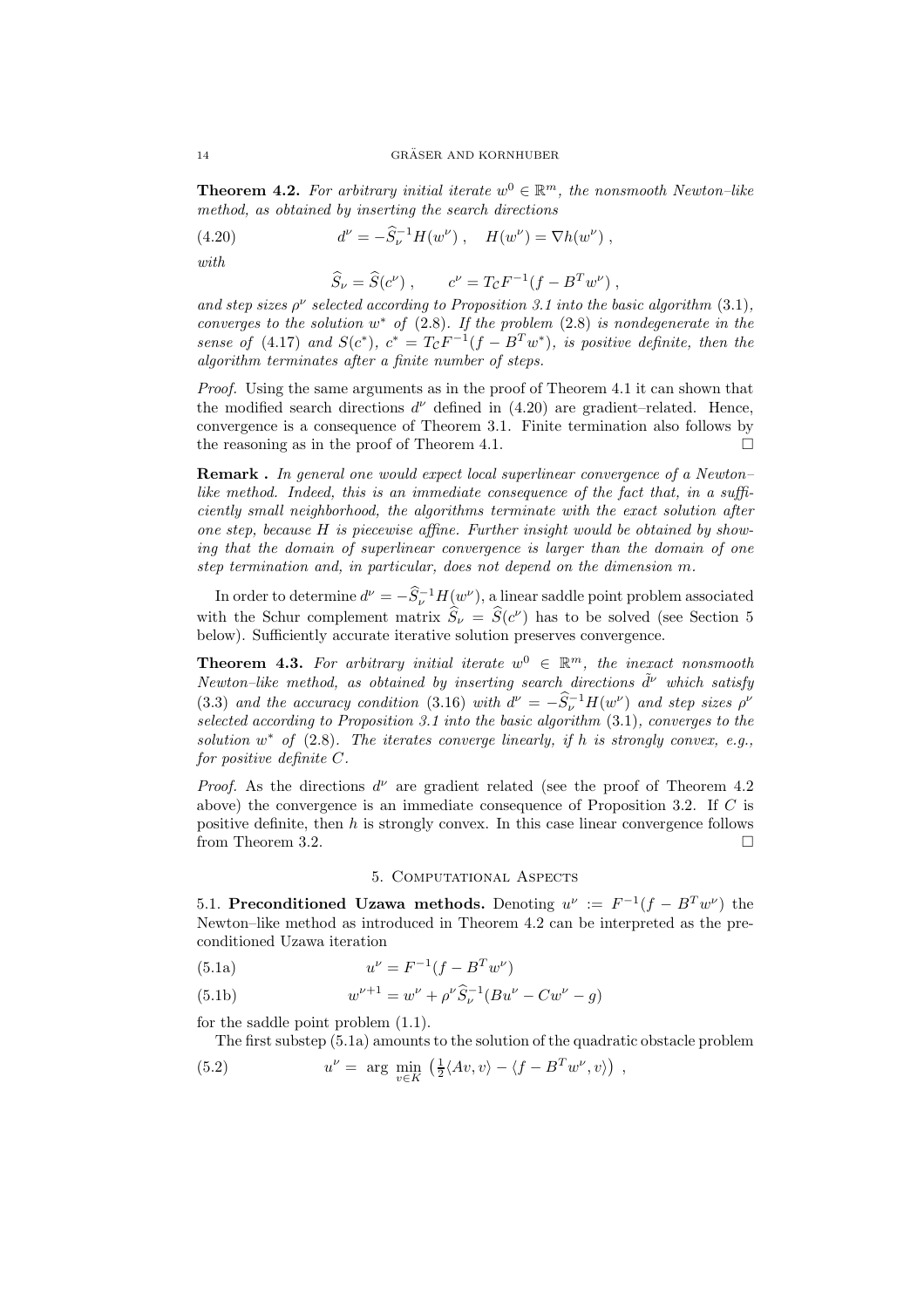**Theorem 4.2.** *For arbitrary initial iterate $w^0 \in \mathbb{R}^m$, the nonsmooth Newton–like method, as obtained by inserting the search directions*

$$d^\nu = -\widehat{S}_\nu^{-1} H(w^\nu)\ , \quad H(w^\nu) = \nabla h(w^\nu)\ , \tag{4.20}$$

*with*

$$\widehat{S}_\nu = \widehat{S}(c^\nu)\ , \qquad c^\nu = T_{\mathcal{C}} F^{-1}(f - B^T w^\nu)\ ,$$

*and step sizes $\rho^\nu$ selected according to Proposition 3.1 into the basic algorithm* (3.1)*, converges to the solution $w^*$ of* (2.8)*. If the problem* (2.8) *is nondegenerate in the sense of* (4.17) *and $S(c^*)$, $c^* = T_{\mathcal{C}} F^{-1}(f - B^T w^*)$, is positive definite, then the algorithm terminates after a finite number of steps.*

*Proof.* Using the same arguments as in the proof of Theorem 4.1 it can shown that the modified search directions $d^\nu$ defined in (4.20) are gradient–related. Hence, convergence is a consequence of Theorem 3.1. Finite termination also follows by the reasoning as in the proof of Theorem 4.1. □

**Remark .** *In general one would expect local superlinear convergence of a Newton–like method. Indeed, this is an immediate consequence of the fact that, in a sufficiently small neighborhood, the algorithms terminate with the exact solution after one step, because $H$ is piecewise affine. Further insight would be obtained by showing that the domain of superlinear convergence is larger than the domain of one step termination and, in particular, does not depend on the dimension $m$.*

In order to determine $d^\nu = -\widehat{S}_\nu^{-1} H(w^\nu)$, a linear saddle point problem associated with the Schur complement matrix $\widehat{S}_\nu = \widehat{S}(c^\nu)$ has to be solved (see Section 5 below). Sufficiently accurate iterative solution preserves convergence.

**Theorem 4.3.** *For arbitrary initial iterate $w^0 \in \mathbb{R}^m$, the inexact nonsmooth Newton–like method, as obtained by inserting search directions $\tilde{d}^\nu$ which satisfy* (3.3) *and the accuracy condition* (3.16) *with $d^\nu = -\widehat{S}_\nu^{-1} H(w^\nu)$ and step sizes $\rho^\nu$ selected according to Proposition 3.1 into the basic algorithm* (3.1)*, converges to the solution $w^*$ of* (2.8)*. The iterates converge linearly, if $h$ is strongly convex, e.g., for positive definite $C$.*

*Proof.* As the directions $d^\nu$ are gradient related (see the proof of Theorem 4.2 above) the convergence is an immediate consequence of Proposition 3.2. If $C$ is positive definite, then $h$ is strongly convex. In this case linear convergence follows from Theorem 3.2. □

## 5. Computational Aspects

5.1. **Preconditioned Uzawa methods.** Denoting $u^\nu := F^{-1}(f - B^T w^\nu)$ the Newton–like method as introduced in Theorem 4.2 can be interpreted as the preconditioned Uzawa iteration

$$u^\nu = F^{-1}(f - B^T w^\nu) \tag{5.1a}$$

$$w^{\nu+1} = w^\nu + \rho^\nu \widehat{S}_\nu^{-1}(B u^\nu - C w^\nu - g) \tag{5.1b}$$

for the saddle point problem (1.1).

The first substep (5.1a) amounts to the solution of the quadratic obstacle problem

$$u^\nu = \arg\min_{v \in K} \left( \tfrac{1}{2}\langle Av, v\rangle - \langle f - B^T w^\nu, v\rangle \right)\ , \tag{5.2}$$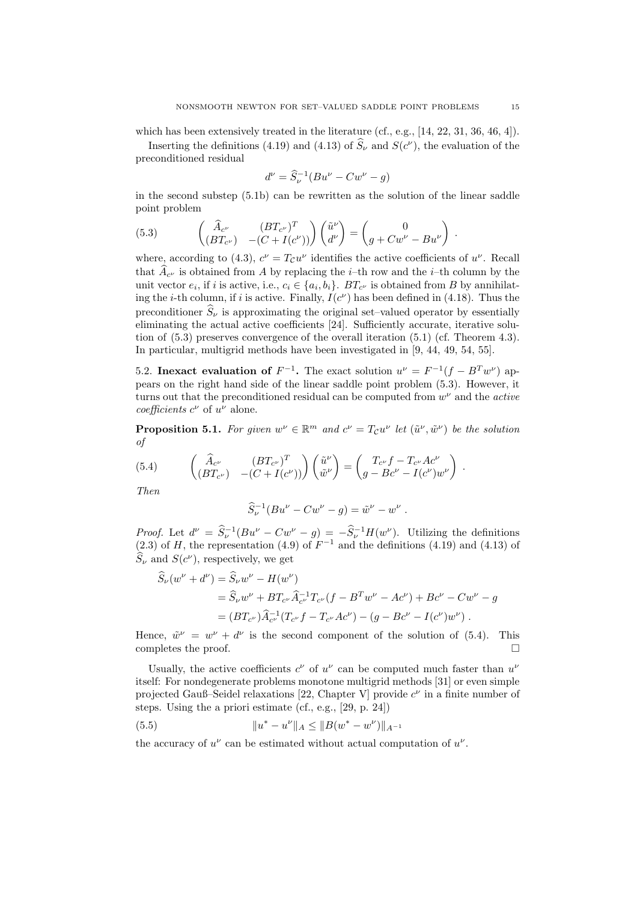which has been extensively treated in the literature (cf., e.g., [14, 22, 31, 36, 46, 4]).

Inserting the definitions (4.19) and (4.13) of $\widehat{S}_\nu$ and $S(c^\nu)$, the evaluation of the preconditioned residual

$$d^\nu = \widehat{S}_\nu^{-1}(Bu^\nu - Cw^\nu - g)$$

in the second substep (5.1b) can be rewritten as the solution of the linear saddle point problem

$$\begin{pmatrix} \widehat{A}_{c^\nu} & (BT_{c^\nu})^T \\ (BT_{c^\nu}) & -(C + I(c^\nu)) \end{pmatrix} \begin{pmatrix} \tilde{u}^\nu \\ d^\nu \end{pmatrix} = \begin{pmatrix} 0 \\ g + Cw^\nu - Bu^\nu \end{pmatrix} . \tag{5.3}$$

where, according to (4.3), $c^\nu = T_\mathcal{C} u^\nu$ identifies the active coefficients of $u^\nu$. Recall that $\widehat{A}_{c^\nu}$ is obtained from $A$ by replacing the $i$–th row and the $i$–th column by the unit vector $e_i$, if $i$ is active, i.e., $c_i \in \{a_i, b_i\}$. $BT_{c^\nu}$ is obtained from $B$ by annihilating the $i$-th column, if $i$ is active. Finally, $I(c^\nu)$ has been defined in (4.18). Thus the preconditioner $\widehat{S}_\nu$ is approximating the original set–valued operator by essentially eliminating the actual active coefficients [24]. Sufficiently accurate, iterative solution of (5.3) preserves convergence of the overall iteration (5.1) (cf. Theorem 4.3). In particular, multigrid methods have been investigated in [9, 44, 49, 54, 55].

5.2. **Inexact evaluation of $F^{-1}$.** The exact solution $u^\nu = F^{-1}(f - B^T w^\nu)$ appears on the right hand side of the linear saddle point problem (5.3). However, it turns out that the preconditioned residual can be computed from $w^\nu$ and the *active coefficients* $c^\nu$ of $u^\nu$ alone.

**Proposition 5.1.** *For given $w^\nu \in \mathbb{R}^m$ and $c^\nu = T_\mathcal{C} u^\nu$ let $(\tilde{u}^\nu, \tilde{w}^\nu)$ be the solution of*

$$\begin{pmatrix} \widehat{A}_{c^\nu} & (BT_{c^\nu})^T \\ (BT_{c^\nu}) & -(C + I(c^\nu)) \end{pmatrix} \begin{pmatrix} \tilde{u}^\nu \\ \tilde{w}^\nu \end{pmatrix} = \begin{pmatrix} T_{c^\nu} f - T_{c^\nu} A c^\nu \\ g - Bc^\nu - I(c^\nu) w^\nu \end{pmatrix} . \tag{5.4}$$

*Then*

$$\widehat{S}_\nu^{-1}(Bu^\nu - Cw^\nu - g) = \tilde{w}^\nu - w^\nu .$$

*Proof.* Let $d^\nu = \widehat{S}_\nu^{-1}(Bu^\nu - Cw^\nu - g) = -\widehat{S}_\nu^{-1} H(w^\nu)$. Utilizing the definitions (2.3) of $H$, the representation (4.9) of $F^{-1}$ and the definitions (4.19) and (4.13) of $\widehat{S}_\nu$ and $S(c^\nu)$, respectively, we get

$$\begin{aligned} \widehat{S}_\nu(w^\nu + d^\nu) &= \widehat{S}_\nu w^\nu - H(w^\nu) \\ &= \widehat{S}_\nu w^\nu + BT_{c^\nu} \widehat{A}_{c^\nu}^{-1} T_{c^\nu}(f - B^T w^\nu - Ac^\nu) + Bc^\nu - Cw^\nu - g \\ &= (BT_{c^\nu}) \widehat{A}_{c^\nu}^{-1} (T_{c^\nu} f - T_{c^\nu} A c^\nu) - (g - Bc^\nu - I(c^\nu) w^\nu) . \end{aligned}$$

Hence, $\tilde{w}^\nu = w^\nu + d^\nu$ is the second component of the solution of (5.4). This completes the proof. $\square$

Usually, the active coefficients $c^\nu$ of $u^\nu$ can be computed much faster than $u^\nu$ itself: For nondegenerate problems monotone multigrid methods [31] or even simple projected Gauß–Seidel relaxations [22, Chapter V] provide $c^\nu$ in a finite number of steps. Using the a priori estimate (cf., e.g., [29, p. 24])

$$\|u^* - u^\nu\|_A \le \|B(w^* - w^\nu)\|_{A^{-1}} \tag{5.5}$$

the accuracy of $u^\nu$ can be estimated without actual computation of $u^\nu$.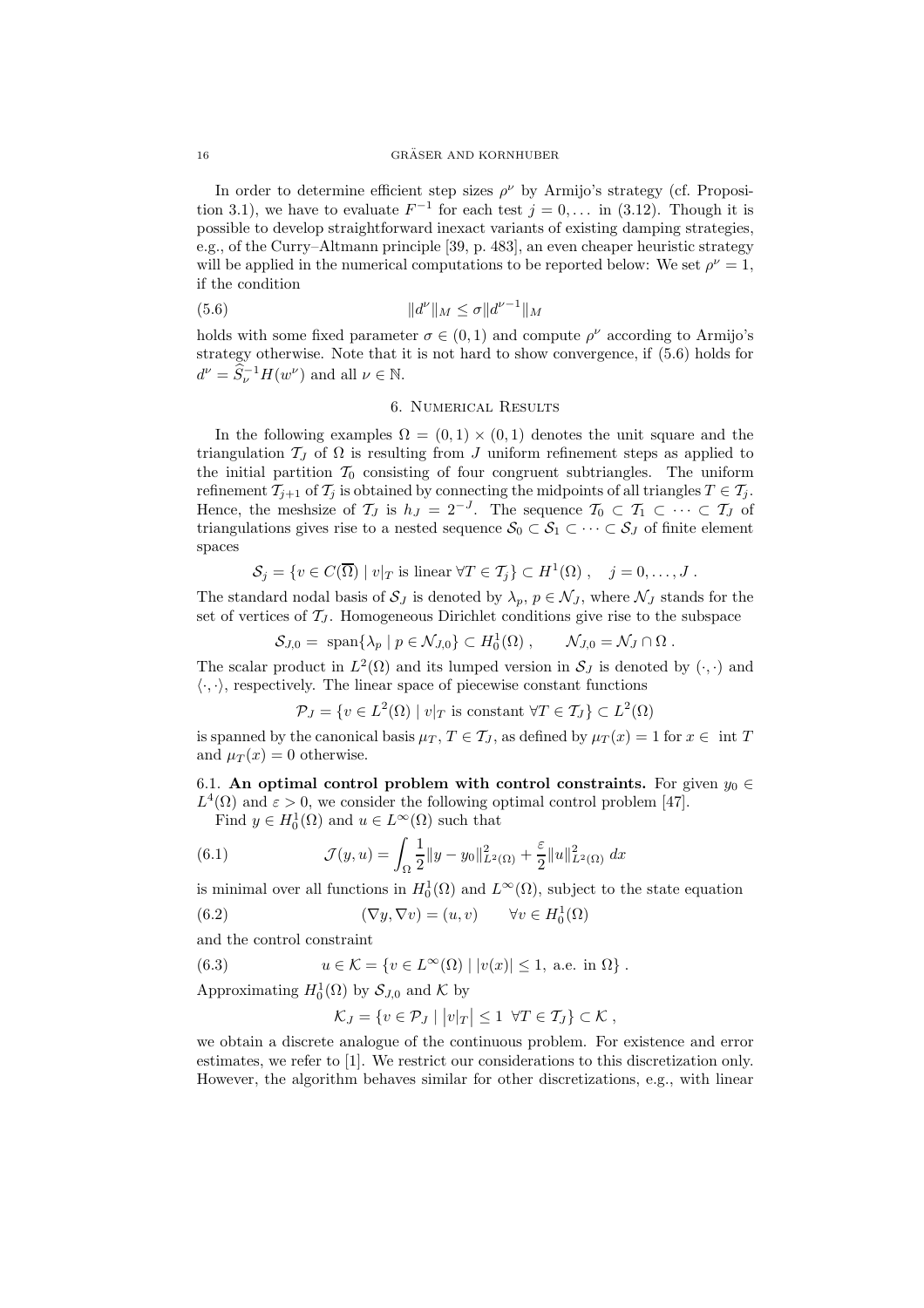In order to determine efficient step sizes $\rho^\nu$ by Armijo's strategy (cf. Proposition 3.1), we have to evaluate $F^{-1}$ for each test $j = 0, \dots$ in (3.12). Though it is possible to develop straightforward inexact variants of existing damping strategies, e.g., of the Curry–Altmann principle [39, p. 483], an even cheaper heuristic strategy will be applied in the numerical computations to be reported below: We set $\rho^\nu = 1$, if the condition

$$\|d^\nu\|_M \leq \sigma \|d^{\nu-1}\|_M \tag{5.6}$$

holds with some fixed parameter $\sigma \in (0, 1)$ and compute $\rho^\nu$ according to Armijo's strategy otherwise. Note that it is not hard to show convergence, if (5.6) holds for $d^\nu = \widehat{S}_\nu^{-1} H(w^\nu)$ and all $\nu \in \mathbb{N}$.

## 6. Numerical Results

In the following examples $\Omega = (0, 1) \times (0, 1)$ denotes the unit square and the triangulation $\mathcal{T}_J$ of $\Omega$ is resulting from $J$ uniform refinement steps as applied to the initial partition $\mathcal{T}_0$ consisting of four congruent subtriangles. The uniform refinement $\mathcal{T}_{j+1}$ of $\mathcal{T}_j$ is obtained by connecting the midpoints of all triangles $T \in \mathcal{T}_j$. Hence, the meshsize of $\mathcal{T}_J$ is $h_J = 2^{-J}$. The sequence $\mathcal{T}_0 \subset \mathcal{T}_1 \subset \cdots \subset \mathcal{T}_J$ of triangulations gives rise to a nested sequence $\mathcal{S}_0 \subset \mathcal{S}_1 \subset \cdots \subset \mathcal{S}_J$ of finite element spaces

$$\mathcal{S}_j = \{v \in C(\overline{\Omega}) \mid v|_T \text{ is linear } \forall T \in \mathcal{T}_j\} \subset H^1(\Omega) \,, \quad j = 0, \dots, J \,.$$

The standard nodal basis of $\mathcal{S}_J$ is denoted by $\lambda_p$, $p \in \mathcal{N}_J$, where $\mathcal{N}_J$ stands for the set of vertices of $\mathcal{T}_J$. Homogeneous Dirichlet conditions give rise to the subspace

$$\mathcal{S}_{J,0} = \operatorname{span}\{\lambda_p \mid p \in \mathcal{N}_{J,0}\} \subset H_0^1(\Omega) \,, \qquad \mathcal{N}_{J,0} = \mathcal{N}_J \cap \Omega \,.$$

The scalar product in $L^2(\Omega)$ and its lumped version in $\mathcal{S}_J$ is denoted by $(\cdot, \cdot)$ and $\langle \cdot, \cdot \rangle$, respectively. The linear space of piecewise constant functions

$$\mathcal{P}_J = \{v \in L^2(\Omega) \mid v|_T \text{ is constant } \forall T \in \mathcal{T}_J\} \subset L^2(\Omega)$$

is spanned by the canonical basis $\mu_T$, $T \in \mathcal{T}_J$, as defined by $\mu_T(x) = 1$ for $x \in \operatorname{int} T$ and $\mu_T(x) = 0$ otherwise.

### 6.1. An optimal control problem with control constraints.

For given $y_0 \in L^4(\Omega)$ and $\varepsilon > 0$, we consider the following optimal control problem [47].

Find $y \in H_0^1(\Omega)$ and $u \in L^\infty(\Omega)$ such that

$$\mathcal{J}(y, u) = \int_\Omega \frac{1}{2} \|y - y_0\|^2_{L^2(\Omega)} + \frac{\varepsilon}{2} \|u\|^2_{L^2(\Omega)} \, dx \tag{6.1}$$

is minimal over all functions in $H_0^1(\Omega)$ and $L^\infty(\Omega)$, subject to the state equation

$$(\nabla y, \nabla v) = (u, v) \qquad \forall v \in H_0^1(\Omega) \tag{6.2}$$

and the control constraint

$$u \in \mathcal{K} = \{v \in L^\infty(\Omega) \mid |v(x)| \leq 1, \text{ a.e. in } \Omega\} \,. \tag{6.3}$$

Approximating $H_0^1(\Omega)$ by $\mathcal{S}_{J,0}$ and $\mathcal{K}$ by

$$\mathcal{K}_J = \{v \in \mathcal{P}_J \mid \left|v|_T\right| \leq 1 \;\; \forall T \in \mathcal{T}_J\} \subset \mathcal{K} \,,$$

we obtain a discrete analogue of the continuous problem. For existence and error estimates, we refer to [1]. We restrict our considerations to this discretization only. However, the algorithm behaves similar for other discretizations, e.g., with linear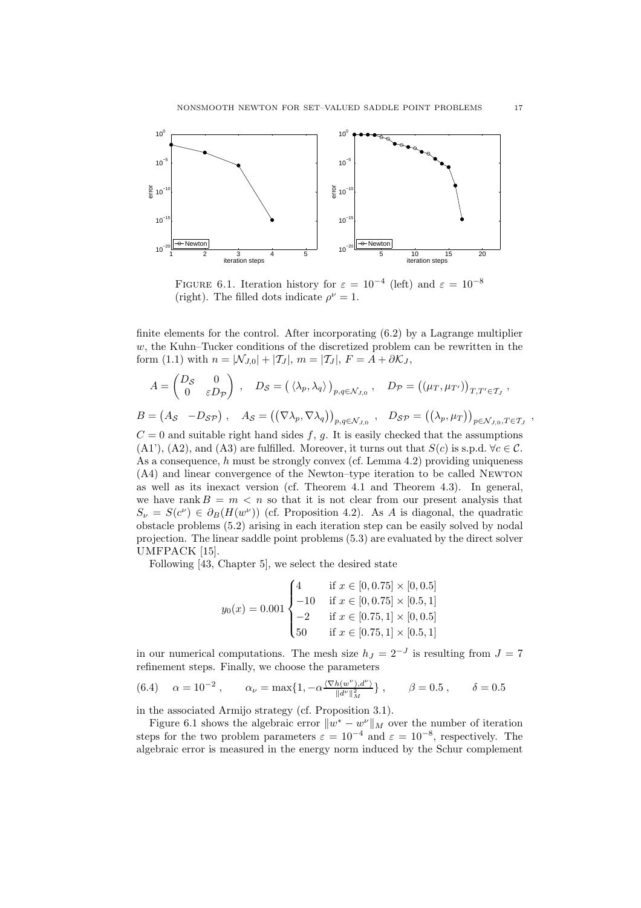10^0
10^-5
10^-10
10^-15
10^-20
error
1 2 3 4 5
iteration steps
Newton

10^0
10^-5
10^-10
10^-15
10^-20
error
5 10 15 20
iteration steps
Newton

Figure 6.1. Iteration history for $\varepsilon = 10^{-4}$ (left) and $\varepsilon = 10^{-8}$ (right). The filled dots indicate $\rho^\nu = 1$.

finite elements for the control. After incorporating (6.2) by a Lagrange multiplier $w$, the Kuhn–Tucker conditions of the discretized problem can be rewritten in the form (1.1) with $n = |\mathcal{N}_{J,0}| + |\mathcal{T}_J|$, $m = |\mathcal{T}_J|$, $F = A + \partial\mathcal{K}_J$,

$$A = \begin{pmatrix} D_{\mathcal{S}} & 0 \\ 0 & \varepsilon D_{\mathcal{P}} \end{pmatrix}, \quad D_{\mathcal{S}} = \big( \langle \lambda_p, \lambda_q \rangle \big)_{p,q \in \mathcal{N}_{J,0}}, \quad D_{\mathcal{P}} = \big( (\mu_T, \mu_{T'}) \big)_{T,T' \in \mathcal{T}_J},$$

$$B = \begin{pmatrix} A_{\mathcal{S}} & -D_{\mathcal{SP}} \end{pmatrix}, \quad A_{\mathcal{S}} = \big( (\nabla\lambda_p, \nabla\lambda_q) \big)_{p,q \in \mathcal{N}_{J,0}}, \quad D_{\mathcal{SP}} = \big( (\lambda_p, \mu_T) \big)_{p \in \mathcal{N}_{J,0}, T \in \mathcal{T}_J},$$

$C = 0$ and suitable right hand sides $f$, $g$. It is easily checked that the assumptions (A1'), (A2), and (A3) are fulfilled. Moreover, it turns out that $S(c)$ is s.p.d. $\forall c \in \mathcal{C}$. As a consequence, $h$ must be strongly convex (cf. Lemma 4.2) providing uniqueness (A4) and linear convergence of the Newton–type iteration to be called Newton as well as its inexact version (cf. Theorem 4.1 and Theorem 4.3). In general, we have $\operatorname{rank} B = m < n$ so that it is not clear from our present analysis that $S_\nu = S(c^\nu) \in \partial_B(H(w^\nu))$ (cf. Proposition 4.2). As $A$ is diagonal, the quadratic obstacle problems (5.2) arising in each iteration step can be easily solved by nodal projection. The linear saddle point problems (5.3) are evaluated by the direct solver UMFPACK [15].

Following [43, Chapter 5], we select the desired state

$$y_0(x) = 0.001 \begin{cases} 4 & \text{if } x \in [0, 0.75] \times [0, 0.5] \\ -10 & \text{if } x \in [0, 0.75] \times [0.5, 1] \\ -2 & \text{if } x \in [0.75, 1] \times [0, 0.5] \\ 50 & \text{if } x \in [0.75, 1] \times [0.5, 1] \end{cases}$$

in our numerical computations. The mesh size $h_J = 2^{-J}$ is resulting from $J = 7$ refinement steps. Finally, we choose the parameters

$$\alpha = 10^{-2}, \qquad \alpha_\nu = \max\{1, -\alpha \tfrac{\langle \nabla h(w^\nu), d^\nu \rangle}{\|d^\nu\|_M^2}\}, \qquad \beta = 0.5, \qquad \delta = 0.5 \tag{6.4}$$

in the associated Armijo strategy (cf. Proposition 3.1).

Figure 6.1 shows the algebraic error $\|w^* - w^\nu\|_M$ over the number of iteration steps for the two problem parameters $\varepsilon = 10^{-4}$ and $\varepsilon = 10^{-8}$, respectively. The algebraic error is measured in the energy norm induced by the Schur complement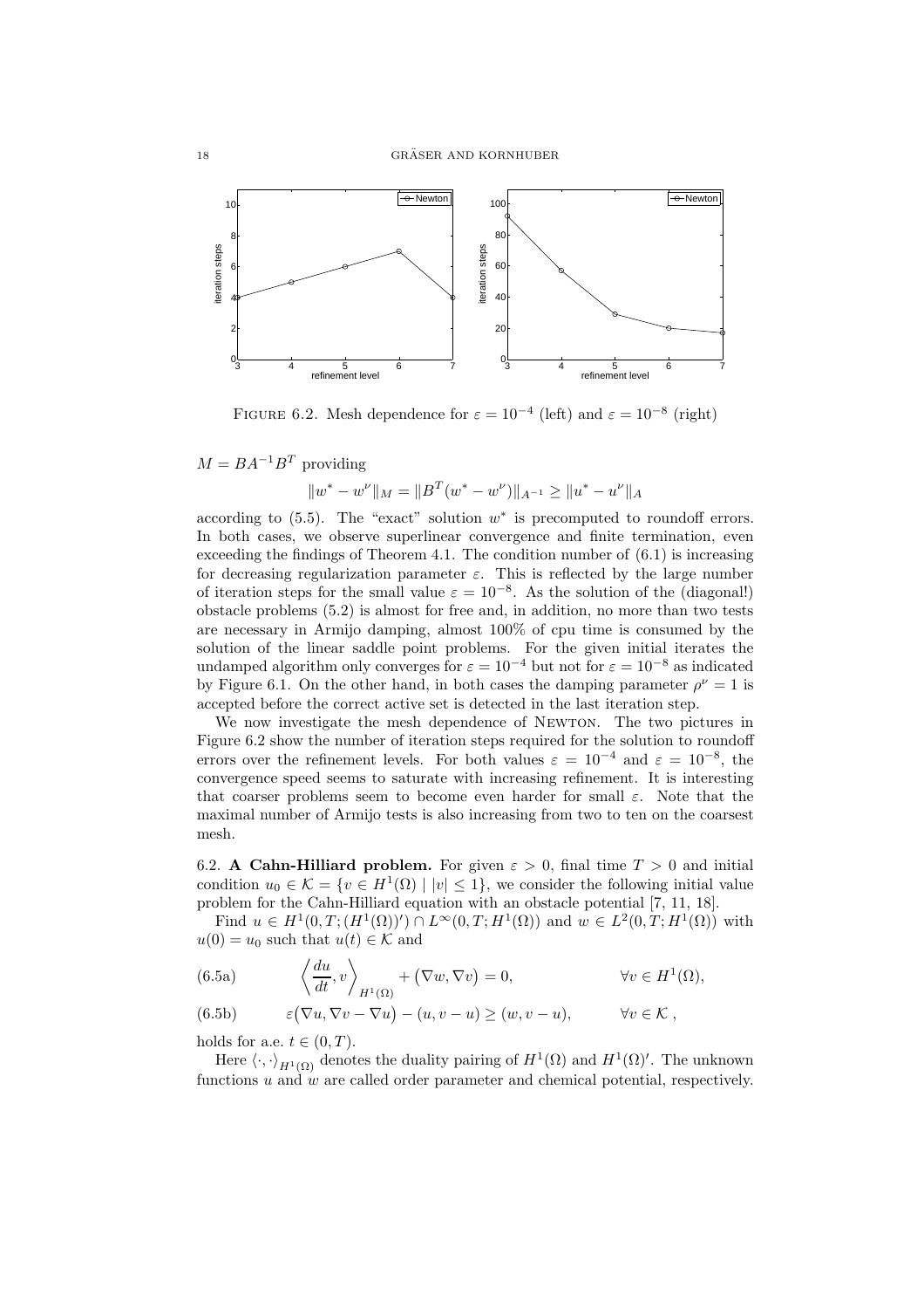FIGURE 6.2. Mesh dependence for $\varepsilon = 10^{-4}$ (left) and $\varepsilon = 10^{-8}$ (right)

$M = BA^{-1}B^T$ providing

$$\|w^* - w^\nu\|_M = \|B^T(w^* - w^\nu)\|_{A^{-1}} \geq \|u^* - u^\nu\|_A$$

according to (5.5). The "exact" solution $w^*$ is precomputed to roundoff errors. In both cases, we observe superlinear convergence and finite termination, even exceeding the findings of Theorem 4.1. The condition number of (6.1) is increasing for decreasing regularization parameter $\varepsilon$. This is reflected by the large number of iteration steps for the small value $\varepsilon = 10^{-8}$. As the solution of the (diagonal!) obstacle problems (5.2) is almost for free and, in addition, no more than two tests are necessary in Armijo damping, almost 100% of cpu time is consumed by the solution of the linear saddle point problems. For the given initial iterates the undamped algorithm only converges for $\varepsilon = 10^{-4}$ but not for $\varepsilon = 10^{-8}$ as indicated by Figure 6.1. On the other hand, in both cases the damping parameter $\rho^\nu = 1$ is accepted before the correct active set is detected in the last iteration step.

We now investigate the mesh dependence of NEWTON. The two pictures in Figure 6.2 show the number of iteration steps required for the solution to roundoff errors over the refinement levels. For both values $\varepsilon = 10^{-4}$ and $\varepsilon = 10^{-8}$, the convergence speed seems to saturate with increasing refinement. It is interesting that coarser problems seem to become even harder for small $\varepsilon$. Note that the maximal number of Armijo tests is also increasing from two to ten on the coarsest mesh.

6.2. **A Cahn-Hilliard problem.** For given $\varepsilon > 0$, final time $T > 0$ and initial condition $u_0 \in \mathcal{K} = \{v \in H^1(\Omega) \mid |v| \leq 1\}$, we consider the following initial value problem for the Cahn-Hilliard equation with an obstacle potential [7, 11, 18].

Find $u \in H^1(0,T;(H^1(\Omega))') \cap L^\infty(0,T;H^1(\Omega))$ and $w \in L^2(0,T;H^1(\Omega))$ with $u(0) = u_0$ such that $u(t) \in \mathcal{K}$ and

$$\left\langle \frac{du}{dt}, v \right\rangle_{H^1(\Omega)} + \big(\nabla w, \nabla v\big) = 0, \qquad \forall v \in H^1(\Omega), \tag{6.5a}$$

$$\varepsilon\big(\nabla u, \nabla v - \nabla u\big) - (u, v - u) \geq (w, v - u), \qquad \forall v \in \mathcal{K}, \tag{6.5b}$$

holds for a.e. $t \in (0,T)$.

Here $\langle \cdot, \cdot \rangle_{H^1(\Omega)}$ denotes the duality pairing of $H^1(\Omega)$ and $H^1(\Omega)'$. The unknown functions $u$ and $w$ are called order parameter and chemical potential, respectively.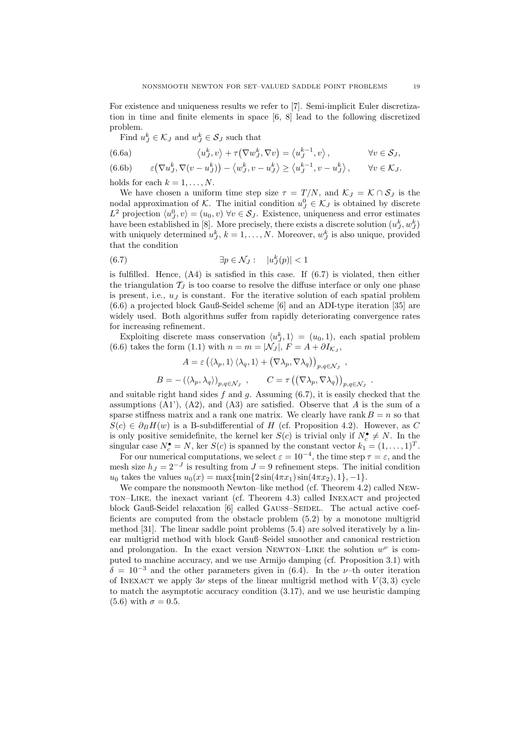For existence and uniqueness results we refer to [7]. Semi-implicit Euler discretization in time and finite elements in space [6, 8] lead to the following discretized problem.

Find $u_J^k \in \mathcal{K}_J$ and $w_J^k \in \mathcal{S}_J$ such that

$$\left\langle u_J^k, v\right\rangle + \tau\big(\nabla w_J^k, \nabla v\big) = \left\langle u_J^{k-1}, v\right\rangle, \qquad \forall v \in \mathcal{S}_J, \tag{6.6a}$$

$$\varepsilon\big(\nabla u_J^k, \nabla(v - u_J^k)\big) - \left\langle w_J^k, v - u_J^k\right\rangle \geq \left\langle u_J^{k-1}, v - u_J^k\right\rangle, \qquad \forall v \in \mathcal{K}_J. \tag{6.6b}$$

holds for each $k = 1, \ldots, N$.

We have chosen a uniform time step size $\tau = T/N$, and $\mathcal{K}_J = \mathcal{K} \cap \mathcal{S}_J$ is the nodal approximation of $\mathcal{K}$. The initial condition $u_J^0 \in \mathcal{K}_J$ is obtained by discrete $L^2$ projection $\langle u_J^0, v\rangle = (u_0, v)$ $\forall v \in \mathcal{S}_J$. Existence, uniqueness and error estimates have been established in [8]. More precisely, there exists a discrete solution $(u_J^k, w_J^k)$ with uniquely determined $u_J^k$, $k = 1, \ldots, N$. Moreover, $w_J^k$ is also unique, provided that the condition

$$\exists p \in \mathcal{N}_J : \quad |u_J^k(p)| < 1 \tag{6.7}$$

is fulfilled. Hence, (A4) is satisfied in this case. If (6.7) is violated, then either the triangulation $\mathcal{T}_J$ is too coarse to resolve the diffuse interface or only one phase is present, i.e., $u_J$ is constant. For the iterative solution of each spatial problem (6.6) a projected block Gauß-Seidel scheme [6] and an ADI-type iteration [35] are widely used. Both algorithms suffer from rapidly deteriorating convergence rates for increasing refinement.

Exploiting discrete mass conservation $\langle u_J^k, 1\rangle = (u_0, 1)$, each spatial problem (6.6) takes the form (1.1) with $n = m = |\mathcal{N}_J|$, $F = A + \partial I_{\mathcal{K}_J}$,

$$A = \varepsilon\left(\langle\lambda_p, 1\rangle\langle\lambda_q, 1\rangle + \big(\nabla\lambda_p, \nabla\lambda_q\big)\right)_{p,q\in\mathcal{N}_J},$$

$$B = -\left(\langle\lambda_p, \lambda_q\rangle\right)_{p,q\in\mathcal{N}_J}, \qquad C = \tau\left(\big(\nabla\lambda_p, \nabla\lambda_q\big)\right)_{p,q\in\mathcal{N}_J}.$$

and suitable right hand sides $f$ and $g$. Assuming (6.7), it is easily checked that the assumptions (A1'), (A2), and (A3) are satisfied. Observe that $A$ is the sum of a sparse stiffness matrix and a rank one matrix. We clearly have $\operatorname{rank} B = n$ so that $S(c) \in \partial_B H(w)$ is a B-subdifferential of $H$ (cf. Proposition 4.2). However, as $C$ is only positive semidefinite, the kernel $\ker S(c)$ is trivial only if $N_c^\bullet \neq N$. In the singular case $N_c^\bullet = N$, $\ker S(c)$ is spanned by the constant vector $k_1 = (1, \ldots, 1)^T$.

For our numerical computations, we select $\varepsilon = 10^{-4}$, the time step $\tau = \varepsilon$, and the mesh size $h_J = 2^{-J}$ is resulting from $J = 9$ refinement steps. The initial condition $u_0$ takes the values $u_0(x) = \max\{\min\{2\sin(4\pi x_1)\sin(4\pi x_2), 1\}, -1\}$.

We compare the nonsmooth Newton–like method (cf. Theorem 4.2) called Newton–Like, the inexact variant (cf. Theorem 4.3) called Inexact and projected block Gauß-Seidel relaxation [6] called Gauss–Seidel. The actual active coefficients are computed from the obstacle problem (5.2) by a monotone multigrid method [31]. The linear saddle point problems (5.4) are solved iteratively by a linear multigrid method with block Gauß–Seidel smoother and canonical restriction and prolongation. In the exact version Newton–Like the solution $w^\nu$ is computed to machine accuracy, and we use Armijo damping (cf. Proposition 3.1) with $\delta = 10^{-3}$ and the other parameters given in (6.4). In the $\nu$–th outer iteration of Inexact we apply $3\nu$ steps of the linear multigrid method with $V(3,3)$ cycle to match the asymptotic accuracy condition (3.17), and we use heuristic damping (5.6) with $\sigma = 0.5$.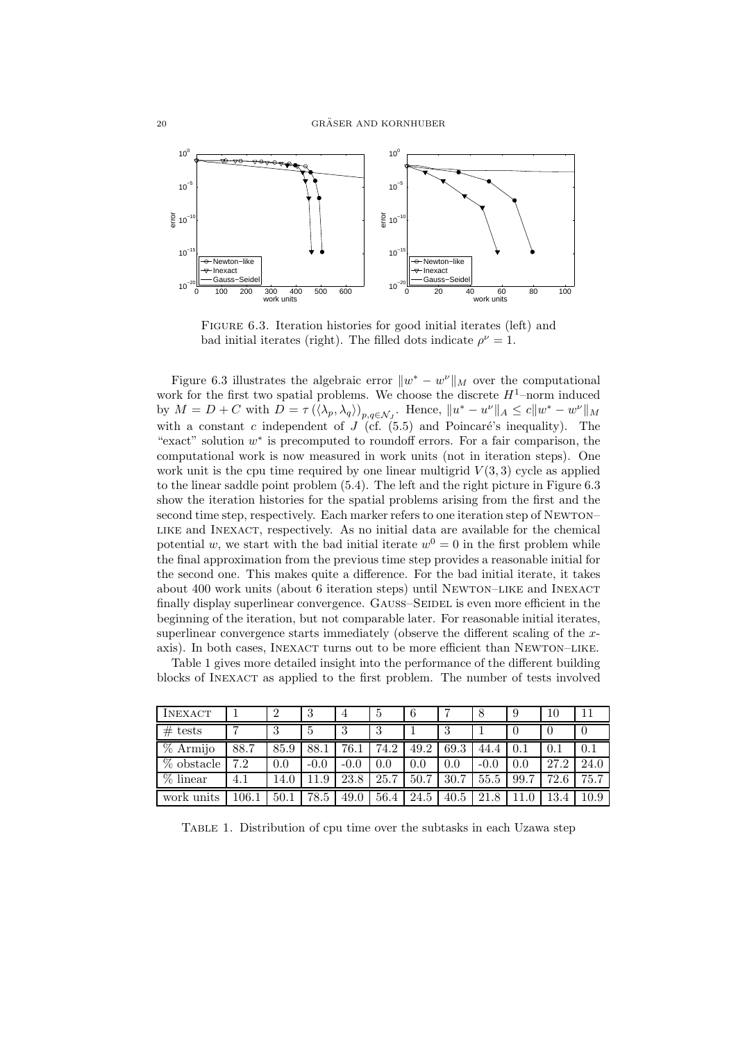$10^0$
$10^{-5}$
$10^{-10}$
$10^{-15}$
$10^{-20}$
error
0 100 200 300 400 500 600
work units
Newton−like
Inexact
Gauss−Seidel

$10^0$
$10^{-5}$
$10^{-10}$
$10^{-15}$
$10^{-20}$
error
0 20 40 60 80 100
work units
Newton−like
Inexact
Gauss−Seidel

Figure 6.3. Iteration histories for good initial iterates (left) and bad initial iterates (right). The filled dots indicate $\rho^\nu = 1$.

Figure 6.3 illustrates the algebraic error $\|w^* - w^\nu\|_M$ over the computational work for the first two spatial problems. We choose the discrete $H^1$–norm induced by $M = D + C$ with $D = \tau \left(\langle \lambda_p, \lambda_q \rangle\right)_{p,q \in \mathcal{N}_J}$. Hence, $\|u^* - u^\nu\|_A \leq c\|w^* - w^\nu\|_M$ with a constant $c$ independent of $J$ (cf. (5.5) and Poincaré's inequality). The "exact" solution $w^*$ is precomputed to roundoff errors. For a fair comparison, the computational work is now measured in work units (not in iteration steps). One work unit is the cpu time required by one linear multigrid $V(3,3)$ cycle as applied to the linear saddle point problem (5.4). The left and the right picture in Figure 6.3 show the iteration histories for the spatial problems arising from the first and the second time step, respectively. Each marker refers to one iteration step of Newton–like and Inexact, respectively. As no initial data are available for the chemical potential $w$, we start with the bad initial iterate $w^0 = 0$ in the first problem while the final approximation from the previous time step provides a reasonable initial for the second one. This makes quite a difference. For the bad initial iterate, it takes about 400 work units (about 6 iteration steps) until Newton–like and Inexact finally display superlinear convergence. Gauss–Seidel is even more efficient in the beginning of the iteration, but not comparable later. For reasonable initial iterates, superlinear convergence starts immediately (observe the different scaling of the $x$-axis). In both cases, Inexact turns out to be more efficient than Newton–like.

Table 1 gives more detailed insight into the performance of the different building blocks of Inexact as applied to the first problem. The number of tests involved

| Inexact | 1 | 2 | 3 | 4 | 5 | 6 | 7 | 8 | 9 | 10 | 11 |
|---|---|---|---|---|---|---|---|---|---|---|---|
| # tests | 7 | 3 | 5 | 3 | 3 | 1 | 3 | 1 | 0 | 0 | 0 |
| % Armijo | 88.7 | 85.9 | 88.1 | 76.1 | 74.2 | 49.2 | 69.3 | 44.4 | 0.1 | 0.1 | 0.1 |
| % obstacle | 7.2 | 0.0 | -0.0 | -0.0 | 0.0 | 0.0 | 0.0 | -0.0 | 0.0 | 27.2 | 24.0 |
| % linear | 4.1 | 14.0 | 11.9 | 23.8 | 25.7 | 50.7 | 30.7 | 55.5 | 99.7 | 72.6 | 75.7 |
| work units | 106.1 | 50.1 | 78.5 | 49.0 | 56.4 | 24.5 | 40.5 | 21.8 | 11.0 | 13.4 | 10.9 |

Table 1. Distribution of cpu time over the subtasks in each Uzawa step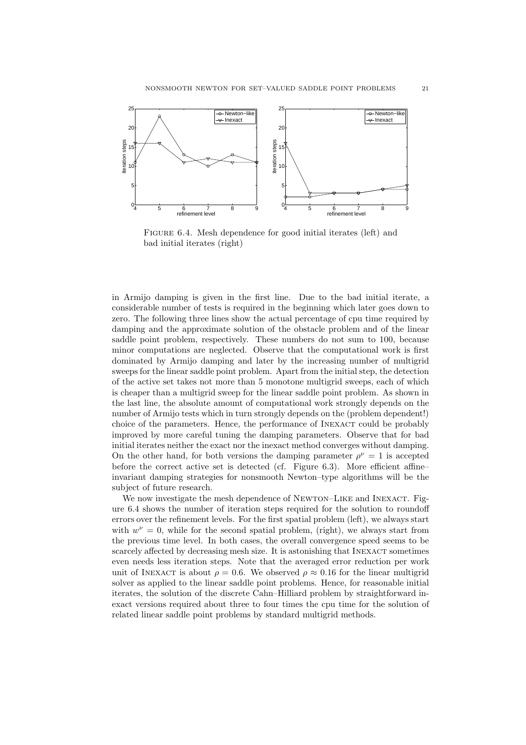25
20
15
10
5
0
iteration steps
4 5 6 7 8 9
refinement level
Newton−like
Inexact

25
20
15
10
5
0
iteration steps
4 5 6 7 8 9
refinement level
Newton−like
Inexact

FIGURE 6.4. Mesh dependence for good initial iterates (left) and bad initial iterates (right)

in Armijo damping is given in the first line. Due to the bad initial iterate, a considerable number of tests is required in the beginning which later goes down to zero. The following three lines show the actual percentage of cpu time required by damping and the approximate solution of the obstacle problem and of the linear saddle point problem, respectively. These numbers do not sum to 100, because minor computations are neglected. Observe that the computational work is first dominated by Armijo damping and later by the increasing number of multigrid sweeps for the linear saddle point problem. Apart from the initial step, the detection of the active set takes not more than 5 monotone multigrid sweeps, each of which is cheaper than a multigrid sweep for the linear saddle point problem. As shown in the last line, the absolute amount of computational work strongly depends on the number of Armijo tests which in turn strongly depends on the (problem dependent!) choice of the parameters. Hence, the performance of INEXACT could be probably improved by more careful tuning the damping parameters. Observe that for bad initial iterates neither the exact nor the inexact method converges without damping. On the other hand, for both versions the damping parameter $\rho^\nu = 1$ is accepted before the correct active set is detected (cf. Figure 6.3). More efficient affine–invariant damping strategies for nonsmooth Newton–type algorithms will be the subject of future research.

We now investigate the mesh dependence of NEWTON–LIKE and INEXACT. Figure 6.4 shows the number of iteration steps required for the solution to roundoff errors over the refinement levels. For the first spatial problem (left), we always start with $w^\nu = 0$, while for the second spatial problem, (right), we always start from the previous time level. In both cases, the overall convergence speed seems to be scarcely affected by decreasing mesh size. It is astonishing that INEXACT sometimes even needs less iteration steps. Note that the averaged error reduction per work unit of INEXACT is about $\rho = 0.6$. We observed $\rho \approx 0.16$ for the linear multigrid solver as applied to the linear saddle point problems. Hence, for reasonable initial iterates, the solution of the discrete Cahn–Hilliard problem by straightforward inexact versions required about three to four times the cpu time for the solution of related linear saddle point problems by standard multigrid methods.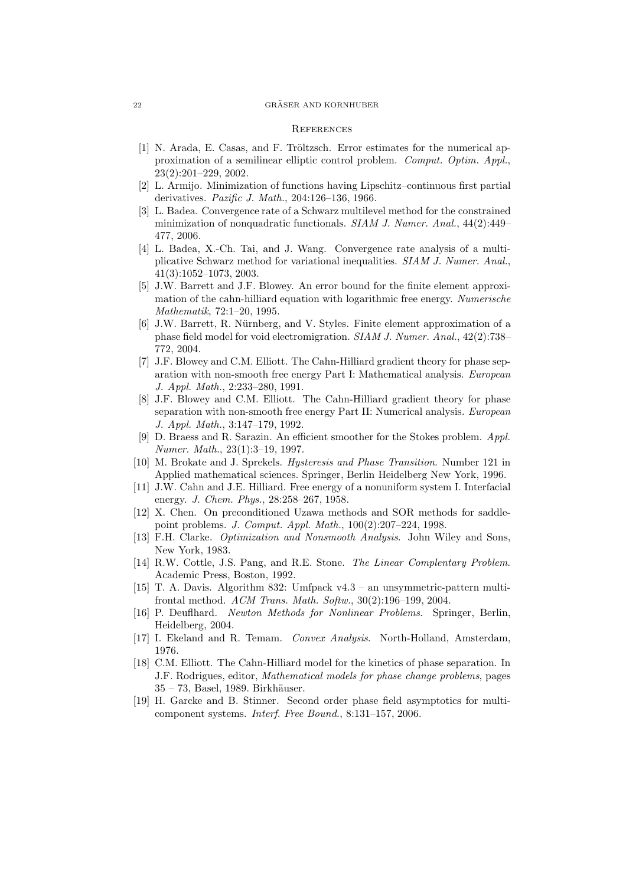## References

[1] N. Arada, E. Casas, and F. Tröltzsch. Error estimates for the numerical approximation of a semilinear elliptic control problem. *Comput. Optim. Appl.*, 23(2):201–229, 2002.

[2] L. Armijo. Minimization of functions having Lipschitz–continuous first partial derivatives. *Pazific J. Math.*, 204:126–136, 1966.

[3] L. Badea. Convergence rate of a Schwarz multilevel method for the constrained minimization of nonquadratic functionals. *SIAM J. Numer. Anal.*, 44(2):449–477, 2006.

[4] L. Badea, X.-Ch. Tai, and J. Wang. Convergence rate analysis of a multiplicative Schwarz method for variational inequalities. *SIAM J. Numer. Anal.*, 41(3):1052–1073, 2003.

[5] J.W. Barrett and J.F. Blowey. An error bound for the finite element approximation of the cahn-hilliard equation with logarithmic free energy. *Numerische Mathematik*, 72:1–20, 1995.

[6] J.W. Barrett, R. Nürnberg, and V. Styles. Finite element approximation of a phase field model for void electromigration. *SIAM J. Numer. Anal.*, 42(2):738–772, 2004.

[7] J.F. Blowey and C.M. Elliott. The Cahn-Hilliard gradient theory for phase separation with non-smooth free energy Part I: Mathematical analysis. *European J. Appl. Math.*, 2:233–280, 1991.

[8] J.F. Blowey and C.M. Elliott. The Cahn-Hilliard gradient theory for phase separation with non-smooth free energy Part II: Numerical analysis. *European J. Appl. Math.*, 3:147–179, 1992.

[9] D. Braess and R. Sarazin. An efficient smoother for the Stokes problem. *Appl. Numer. Math.*, 23(1):3–19, 1997.

[10] M. Brokate and J. Sprekels. *Hysteresis and Phase Transition*. Number 121 in Applied mathematical sciences. Springer, Berlin Heidelberg New York, 1996.

[11] J.W. Cahn and J.E. Hilliard. Free energy of a nonuniform system I. Interfacial energy. *J. Chem. Phys.*, 28:258–267, 1958.

[12] X. Chen. On preconditioned Uzawa methods and SOR methods for saddle-point problems. *J. Comput. Appl. Math.*, 100(2):207–224, 1998.

[13] F.H. Clarke. *Optimization and Nonsmooth Analysis*. John Wiley and Sons, New York, 1983.

[14] R.W. Cottle, J.S. Pang, and R.E. Stone. *The Linear Complentary Problem*. Academic Press, Boston, 1992.

[15] T. A. Davis. Algorithm 832: Umfpack v4.3 – an unsymmetric-pattern multifrontal method. *ACM Trans. Math. Softw.*, 30(2):196–199, 2004.

[16] P. Deuflhard. *Newton Methods for Nonlinear Problems*. Springer, Berlin, Heidelberg, 2004.

[17] I. Ekeland and R. Temam. *Convex Analysis*. North-Holland, Amsterdam, 1976.

[18] C.M. Elliott. The Cahn-Hilliard model for the kinetics of phase separation. In J.F. Rodrigues, editor, *Mathematical models for phase change problems*, pages 35 – 73, Basel, 1989. Birkhäuser.

[19] H. Garcke and B. Stinner. Second order phase field asymptotics for multi-component systems. *Interf. Free Bound.*, 8:131–157, 2006.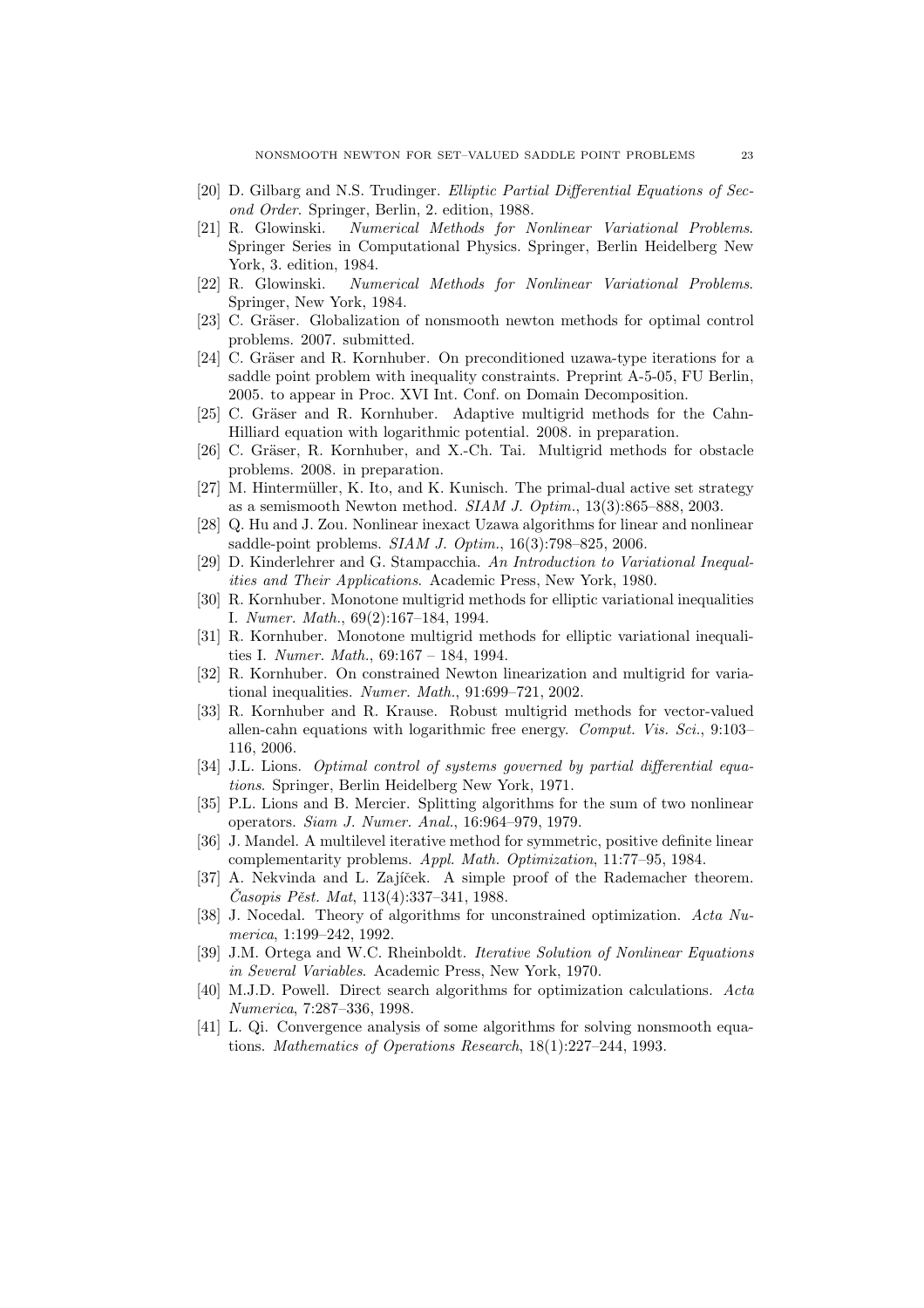[20] D. Gilbarg and N.S. Trudinger. *Elliptic Partial Differential Equations of Second Order*. Springer, Berlin, 2. edition, 1988.

[21] R. Glowinski. *Numerical Methods for Nonlinear Variational Problems*. Springer Series in Computational Physics. Springer, Berlin Heidelberg New York, 3. edition, 1984.

[22] R. Glowinski. *Numerical Methods for Nonlinear Variational Problems*. Springer, New York, 1984.

[23] C. Gräser. Globalization of nonsmooth newton methods for optimal control problems. 2007. submitted.

[24] C. Gräser and R. Kornhuber. On preconditioned uzawa-type iterations for a saddle point problem with inequality constraints. Preprint A-5-05, FU Berlin, 2005. to appear in Proc. XVI Int. Conf. on Domain Decomposition.

[25] C. Gräser and R. Kornhuber. Adaptive multigrid methods for the Cahn-Hilliard equation with logarithmic potential. 2008. in preparation.

[26] C. Gräser, R. Kornhuber, and X.-Ch. Tai. Multigrid methods for obstacle problems. 2008. in preparation.

[27] M. Hintermüller, K. Ito, and K. Kunisch. The primal-dual active set strategy as a semismooth Newton method. *SIAM J. Optim.*, 13(3):865–888, 2003.

[28] Q. Hu and J. Zou. Nonlinear inexact Uzawa algorithms for linear and nonlinear saddle-point problems. *SIAM J. Optim.*, 16(3):798–825, 2006.

[29] D. Kinderlehrer and G. Stampacchia. *An Introduction to Variational Inequalities and Their Applications*. Academic Press, New York, 1980.

[30] R. Kornhuber. Monotone multigrid methods for elliptic variational inequalities I. *Numer. Math.*, 69(2):167–184, 1994.

[31] R. Kornhuber. Monotone multigrid methods for elliptic variational inequalities I. *Numer. Math.*, 69:167 – 184, 1994.

[32] R. Kornhuber. On constrained Newton linearization and multigrid for variational inequalities. *Numer. Math.*, 91:699–721, 2002.

[33] R. Kornhuber and R. Krause. Robust multigrid methods for vector-valued allen-cahn equations with logarithmic free energy. *Comput. Vis. Sci.*, 9:103–116, 2006.

[34] J.L. Lions. *Optimal control of systems governed by partial differential equations*. Springer, Berlin Heidelberg New York, 1971.

[35] P.L. Lions and B. Mercier. Splitting algorithms for the sum of two nonlinear operators. *Siam J. Numer. Anal.*, 16:964–979, 1979.

[36] J. Mandel. A multilevel iterative method for symmetric, positive definite linear complementarity problems. *Appl. Math. Optimization*, 11:77–95, 1984.

[37] A. Nekvinda and L. Zajíček. A simple proof of the Rademacher theorem. *Časopis Pěst. Mat*, 113(4):337–341, 1988.

[38] J. Nocedal. Theory of algorithms for unconstrained optimization. *Acta Numerica*, 1:199–242, 1992.

[39] J.M. Ortega and W.C. Rheinboldt. *Iterative Solution of Nonlinear Equations in Several Variables*. Academic Press, New York, 1970.

[40] M.J.D. Powell. Direct search algorithms for optimization calculations. *Acta Numerica*, 7:287–336, 1998.

[41] L. Qi. Convergence analysis of some algorithms for solving nonsmooth equations. *Mathematics of Operations Research*, 18(1):227–244, 1993.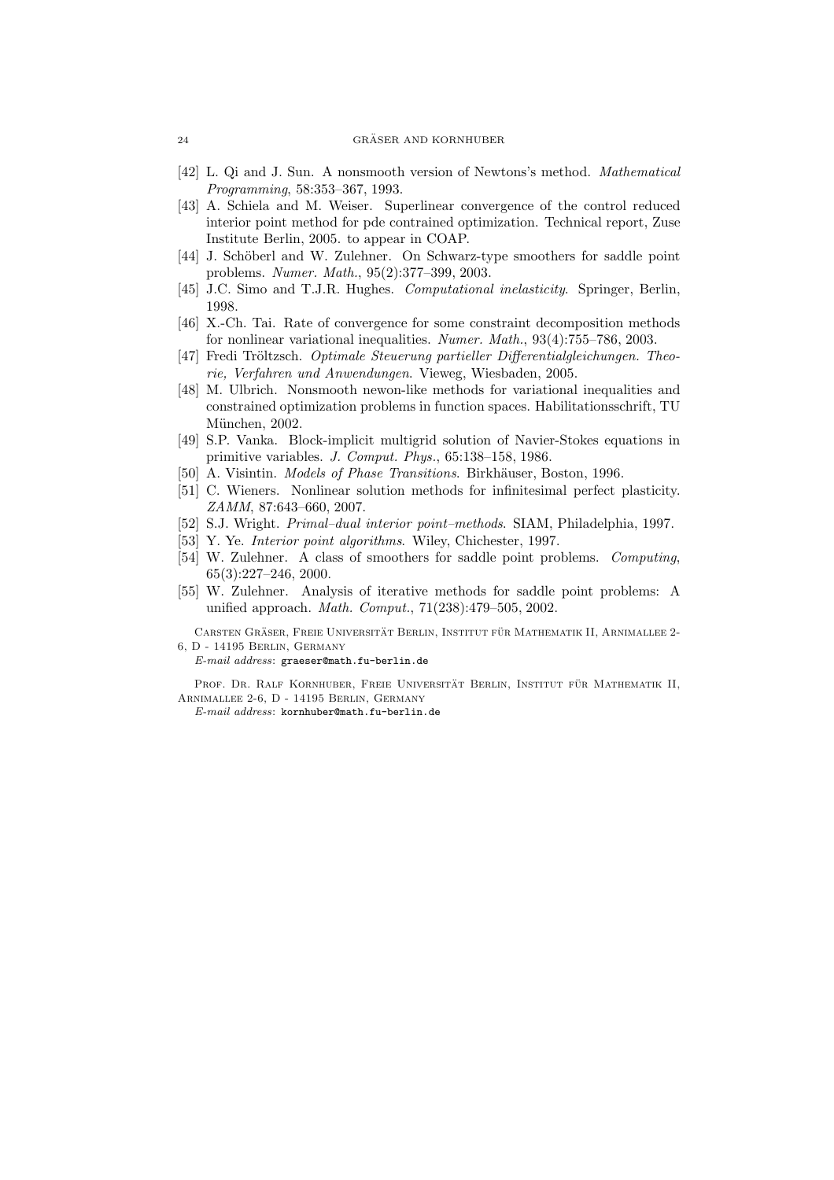[42] L. Qi and J. Sun. A nonsmooth version of Newtons's method. *Mathematical Programming*, 58:353–367, 1993.

[43] A. Schiela and M. Weiser. Superlinear convergence of the control reduced interior point method for pde contrained optimization. Technical report, Zuse Institute Berlin, 2005. to appear in COAP.

[44] J. Schöberl and W. Zulehner. On Schwarz-type smoothers for saddle point problems. *Numer. Math.*, 95(2):377–399, 2003.

[45] J.C. Simo and T.J.R. Hughes. *Computational inelasticity*. Springer, Berlin, 1998.

[46] X.-Ch. Tai. Rate of convergence for some constraint decomposition methods for nonlinear variational inequalities. *Numer. Math.*, 93(4):755–786, 2003.

[47] Fredi Tröltzsch. *Optimale Steuerung partieller Differentialgleichungen. Theorie, Verfahren und Anwendungen*. Vieweg, Wiesbaden, 2005.

[48] M. Ulbrich. Nonsmooth newon-like methods for variational inequalities and constrained optimization problems in function spaces. Habilitationsschrift, TU München, 2002.

[49] S.P. Vanka. Block-implicit multigrid solution of Navier-Stokes equations in primitive variables. *J. Comput. Phys.*, 65:138–158, 1986.

[50] A. Visintin. *Models of Phase Transitions*. Birkhäuser, Boston, 1996.

[51] C. Wieners. Nonlinear solution methods for infinitesimal perfect plasticity. *ZAMM*, 87:643–660, 2007.

[52] S.J. Wright. *Primal–dual interior point–methods*. SIAM, Philadelphia, 1997.

[53] Y. Ye. *Interior point algorithms*. Wiley, Chichester, 1997.

[54] W. Zulehner. A class of smoothers for saddle point problems. *Computing*, 65(3):227–246, 2000.

[55] W. Zulehner. Analysis of iterative methods for saddle point problems: A unified approach. *Math. Comput.*, 71(238):479–505, 2002.

Carsten Gräser, Freie Universität Berlin, Institut für Mathematik II, Arnimallee 2-6, D - 14195 Berlin, Germany

*E-mail address*: graeser@math.fu-berlin.de

Prof. Dr. Ralf Kornhuber, Freie Universität Berlin, Institut für Mathematik II, Arnimallee 2-6, D - 14195 Berlin, Germany

*E-mail address*: kornhuber@math.fu-berlin.de